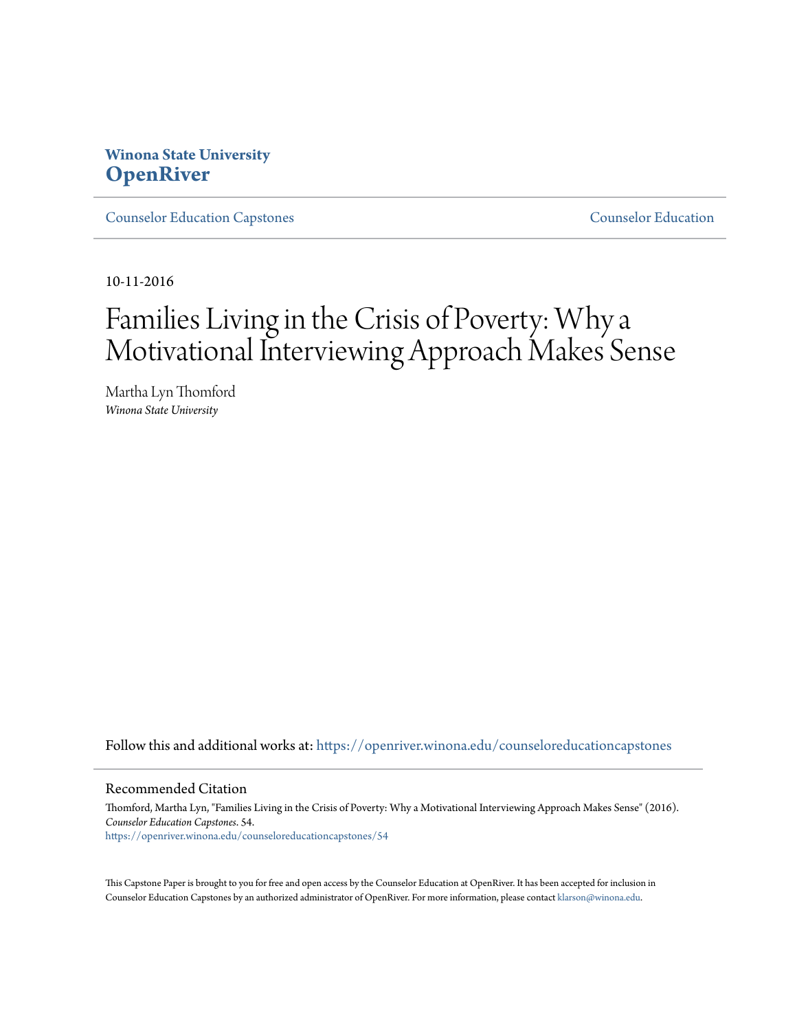Winona State University
**OpenRiver**

Counselor Education Capstones | Counselor Education

10-11-2016

# Families Living in the Crisis of Poverty: Why a Motivational Interviewing Approach Makes Sense

Martha Lyn Thomford
*Winona State University*

Follow this and additional works at: https://openriver.winona.edu/counseloreducationcapstones

## Recommended Citation

Thomford, Martha Lyn, "Families Living in the Crisis of Poverty: Why a Motivational Interviewing Approach Makes Sense" (2016). *Counselor Education Capstones*. 54.
https://openriver.winona.edu/counseloreducationcapstones/54

This Capstone Paper is brought to you for free and open access by the Counselor Education at OpenRiver. It has been accepted for inclusion in Counselor Education Capstones by an authorized administrator of OpenRiver. For more information, please contact klarson@winona.edu.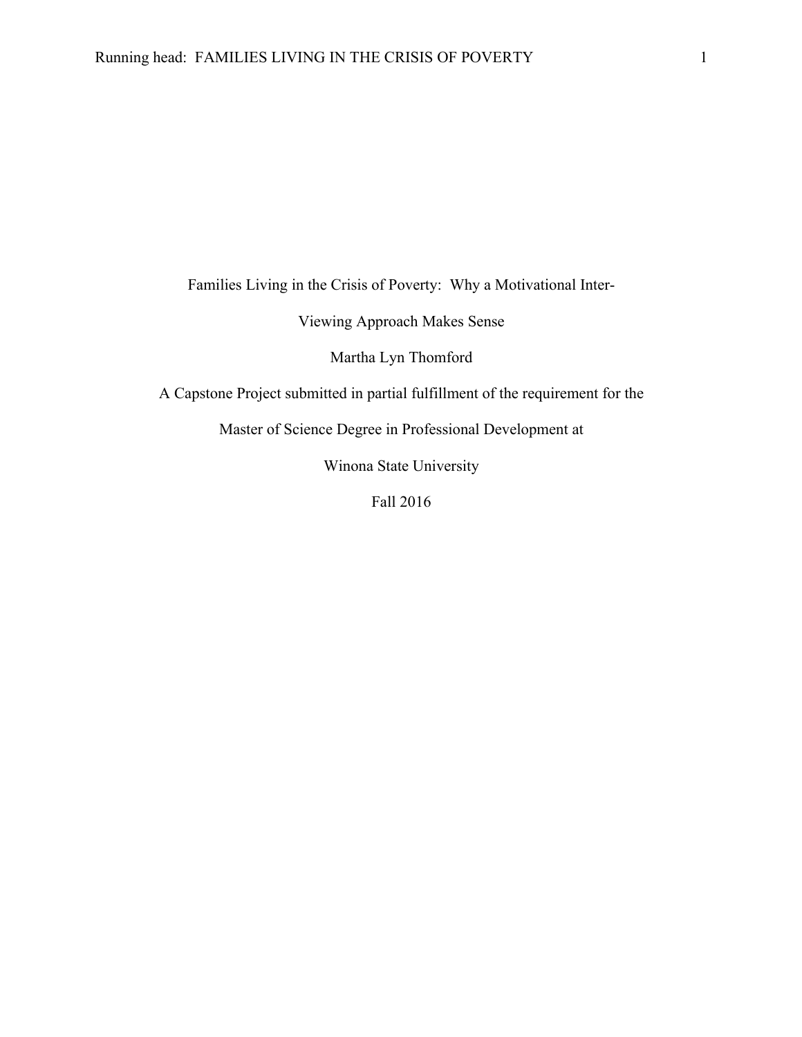Families Living in the Crisis of Poverty: Why a Motivational Inter-

Viewing Approach Makes Sense

Martha Lyn Thomford

A Capstone Project submitted in partial fulfillment of the requirement for the

Master of Science Degree in Professional Development at

Winona State University

Fall 2016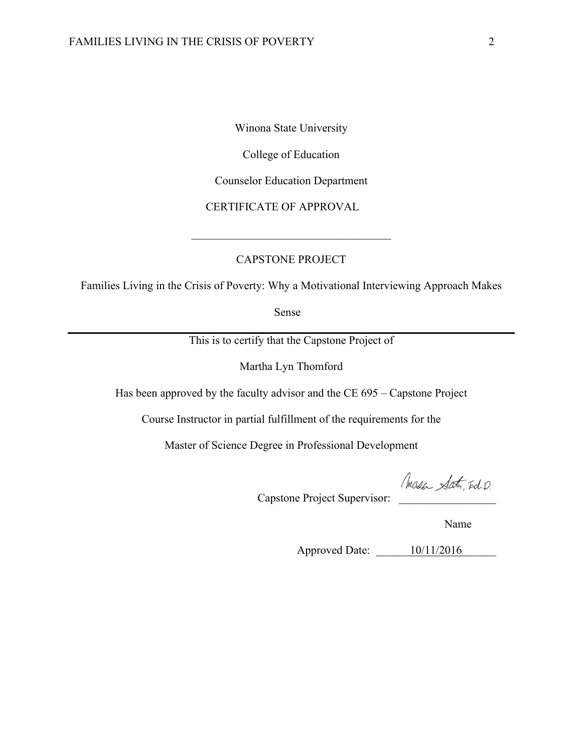Winona State University

College of Education

Counselor Education Department

CERTIFICATE OF APPROVAL

---

CAPSTONE PROJECT

Families Living in the Crisis of Poverty: Why a Motivational Interviewing Approach Makes Sense

---

This is to certify that the Capstone Project of

Martha Lyn Thomford

Has been approved by the faculty advisor and the CE 695 – Capstone Project

Course Instructor in partial fulfillment of the requirements for the

Master of Science Degree in Professional Development

Capstone Project Supervisor: Masa Sato, Ed.D.

Name

Approved Date: 10/11/2016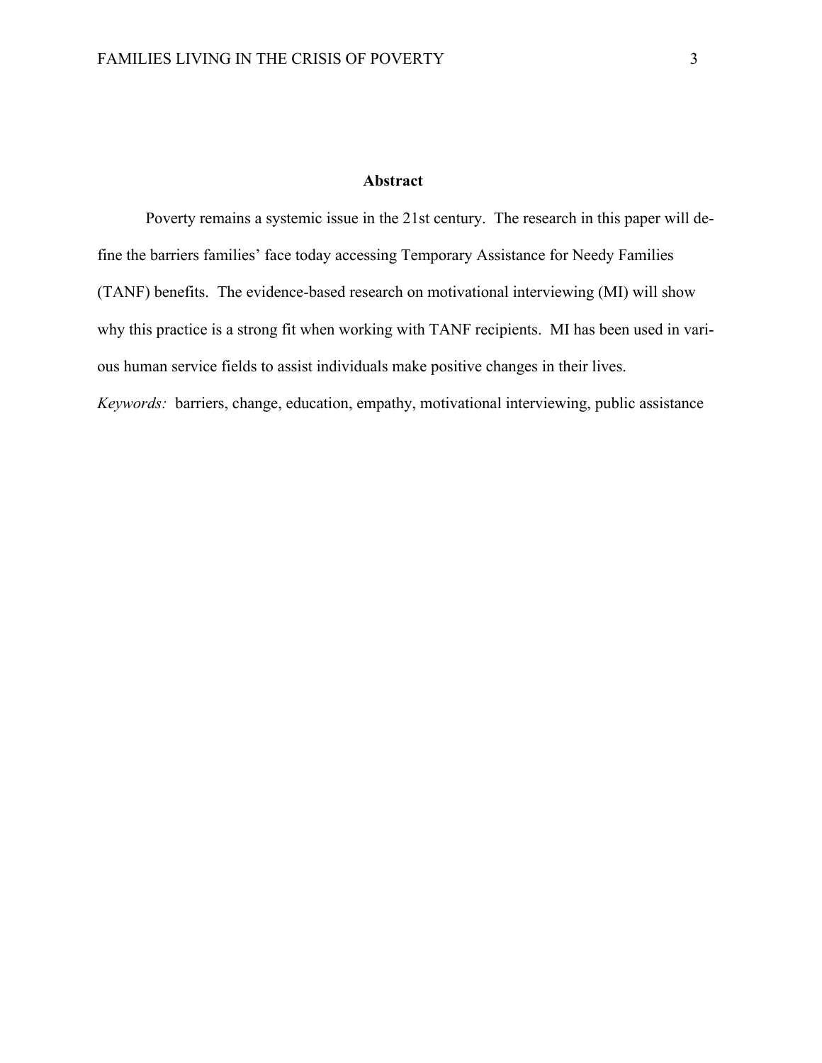## Abstract

Poverty remains a systemic issue in the 21st century. The research in this paper will define the barriers families' face today accessing Temporary Assistance for Needy Families (TANF) benefits. The evidence-based research on motivational interviewing (MI) will show why this practice is a strong fit when working with TANF recipients. MI has been used in various human service fields to assist individuals make positive changes in their lives.

*Keywords:* barriers, change, education, empathy, motivational interviewing, public assistance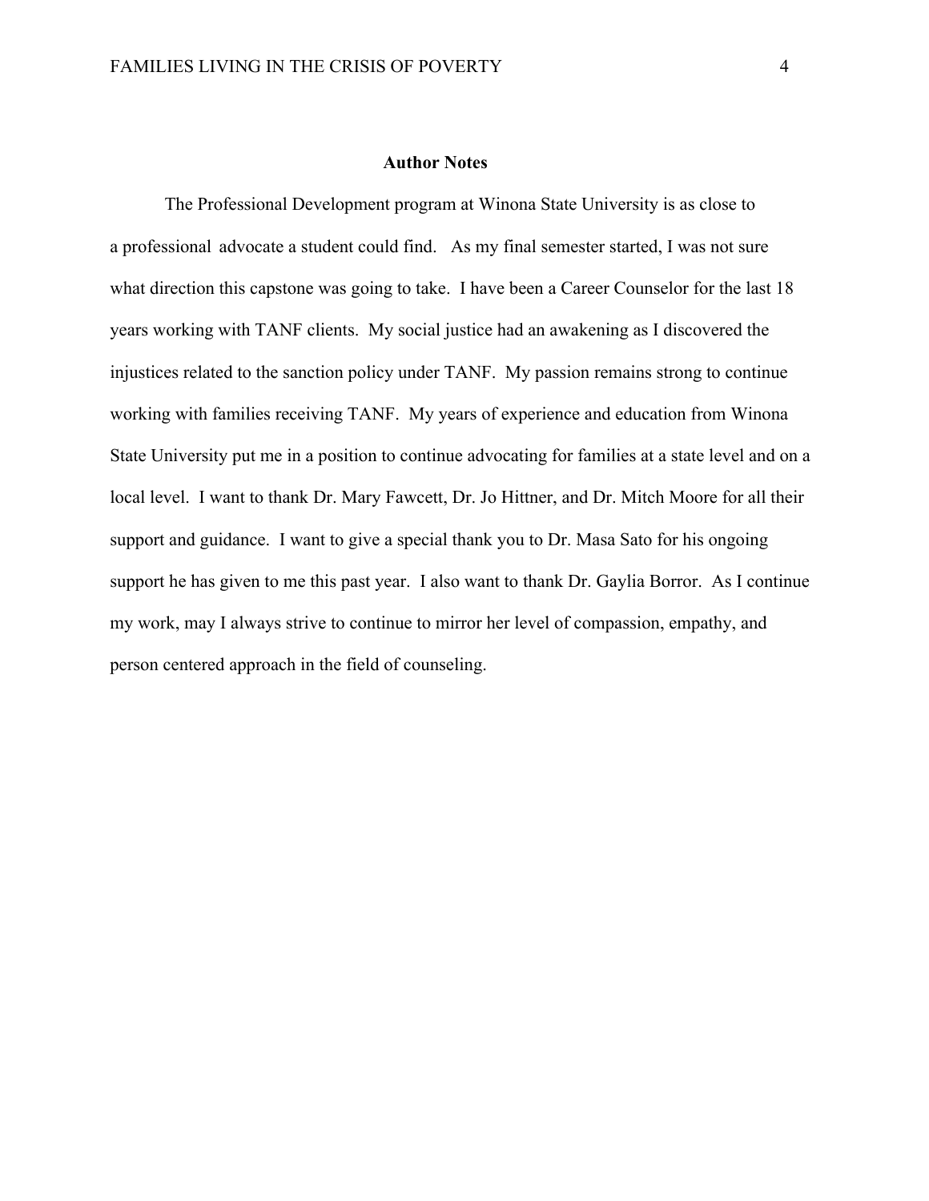## Author Notes

The Professional Development program at Winona State University is as close to a professional advocate a student could find. As my final semester started, I was not sure what direction this capstone was going to take. I have been a Career Counselor for the last 18 years working with TANF clients. My social justice had an awakening as I discovered the injustices related to the sanction policy under TANF. My passion remains strong to continue working with families receiving TANF. My years of experience and education from Winona State University put me in a position to continue advocating for families at a state level and on a local level. I want to thank Dr. Mary Fawcett, Dr. Jo Hittner, and Dr. Mitch Moore for all their support and guidance. I want to give a special thank you to Dr. Masa Sato for his ongoing support he has given to me this past year. I also want to thank Dr. Gaylia Borror. As I continue my work, may I always strive to continue to mirror her level of compassion, empathy, and person centered approach in the field of counseling.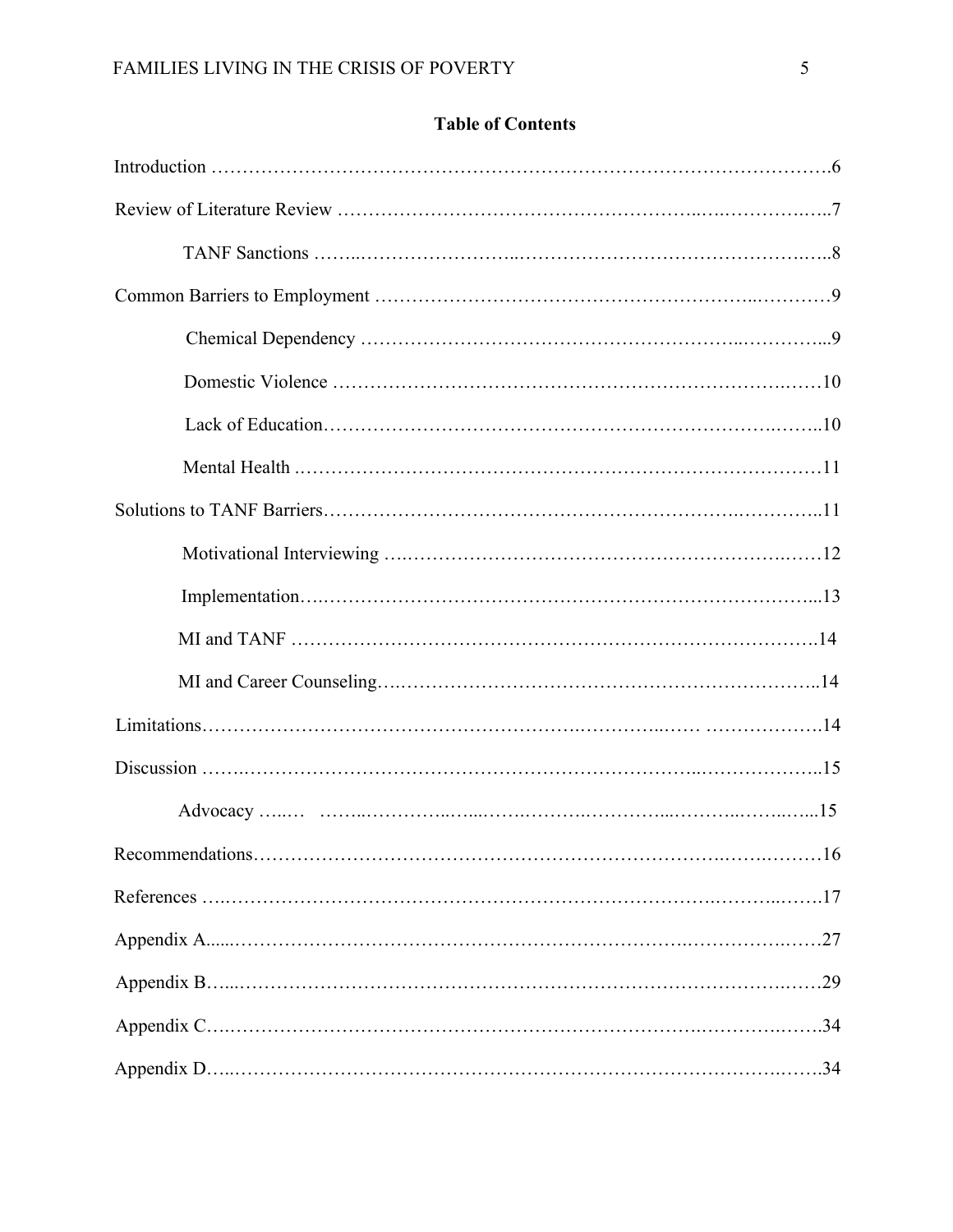## Table of Contents

Introduction ……………………………………………………………………………………….6

Review of Literature Review ……………………………………………..….…………….…..7

TANF Sanctions ……..…………………..……………………………………….…..8

Common Barriers to Employment ….……………………………………………..…………9

Chemical Dependency ……………………………………………...…………...9

Domestic Violence ………………….…………………………………………….……10

Lack of Education…………………………………………………………….……..10

Mental Health ……………………….……………….…………….………….………11

Solutions to TANF Barriers…………………………………………………..…………..11

Motivational Interviewing ….………………………………………………….……12

Implementation….…………………………………………………………………...13

MI and TANF ……………………………………………………………………….14

MI and Career Counseling….………………………………………………………..14

Limitations………………………………………………..…………..…… ……………….14

Discussion ……..………………………………………………………..………………..15

Advocacy …..… ……..…………..…...……..………..………...………..……..…...15

Recommendations……………………………………………………………….…….………16

References ….……………………………………………………………….……….…….17

Appendix A......……………………………………………………….……………….……27

Appendix B…...………………………………………………………………………….……29

Appendix C….………………………………………………………….………….……….34

Appendix D…..……………………………………………………………………….…….34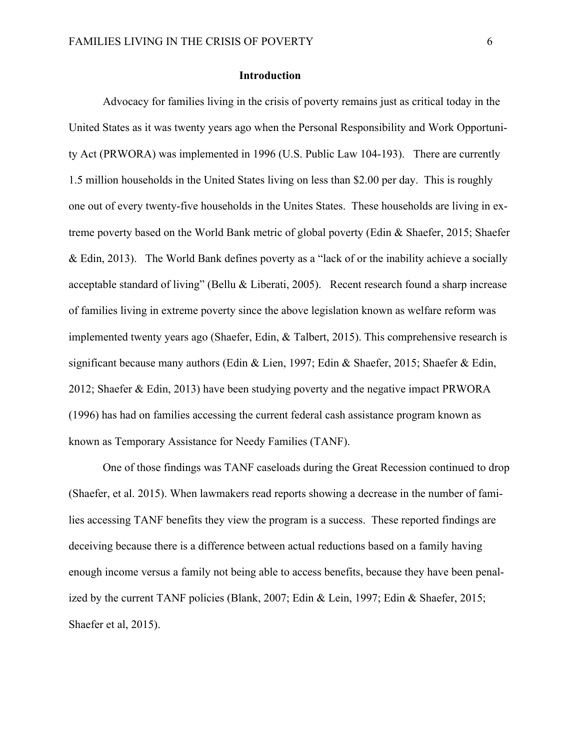## Introduction

Advocacy for families living in the crisis of poverty remains just as critical today in the United States as it was twenty years ago when the Personal Responsibility and Work Opportunity Act (PRWORA) was implemented in 1996 (U.S. Public Law 104-193). There are currently 1.5 million households in the United States living on less than $2.00 per day. This is roughly one out of every twenty-five households in the Unites States. These households are living in extreme poverty based on the World Bank metric of global poverty (Edin & Shaefer, 2015; Shaefer & Edin, 2013). The World Bank defines poverty as a "lack of or the inability achieve a socially acceptable standard of living" (Bellu & Liberati, 2005). Recent research found a sharp increase of families living in extreme poverty since the above legislation known as welfare reform was implemented twenty years ago (Shaefer, Edin, & Talbert, 2015). This comprehensive research is significant because many authors (Edin & Lien, 1997; Edin & Shaefer, 2015; Shaefer & Edin, 2012; Shaefer & Edin, 2013) have been studying poverty and the negative impact PRWORA (1996) has had on families accessing the current federal cash assistance program known as known as Temporary Assistance for Needy Families (TANF).

One of those findings was TANF caseloads during the Great Recession continued to drop (Shaefer, et al. 2015). When lawmakers read reports showing a decrease in the number of families accessing TANF benefits they view the program is a success. These reported findings are deceiving because there is a difference between actual reductions based on a family having enough income versus a family not being able to access benefits, because they have been penalized by the current TANF policies (Blank, 2007; Edin & Lein, 1997; Edin & Shaefer, 2015; Shaefer et al, 2015).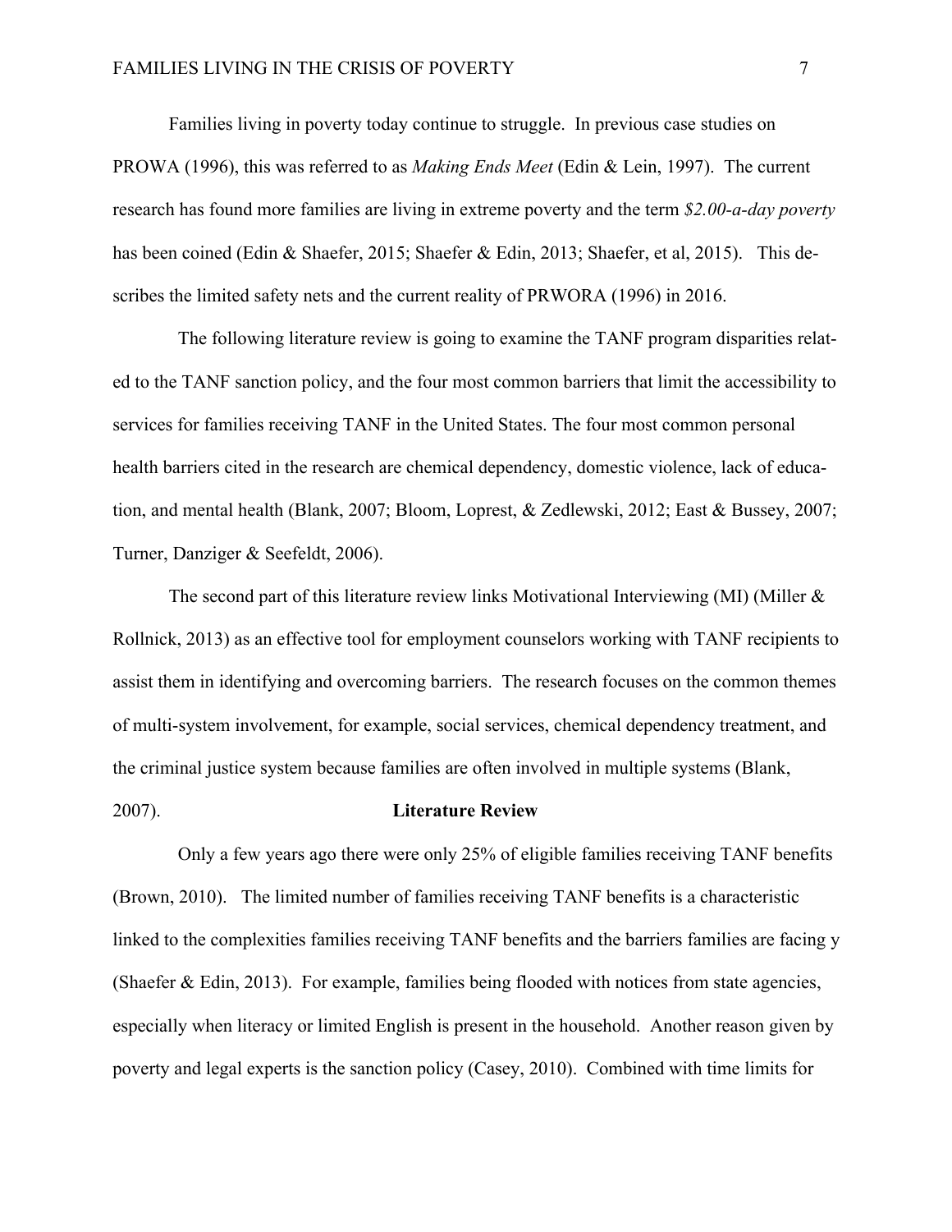Families living in poverty today continue to struggle. In previous case studies on PROWA (1996), this was referred to as *Making Ends Meet* (Edin & Lein, 1997). The current research has found more families are living in extreme poverty and the term *$2.00-a-day poverty* has been coined (Edin & Shaefer, 2015; Shaefer & Edin, 2013; Shaefer, et al, 2015). This describes the limited safety nets and the current reality of PRWORA (1996) in 2016.

The following literature review is going to examine the TANF program disparities related to the TANF sanction policy, and the four most common barriers that limit the accessibility to services for families receiving TANF in the United States. The four most common personal health barriers cited in the research are chemical dependency, domestic violence, lack of education, and mental health (Blank, 2007; Bloom, Loprest, & Zedlewski, 2012; East & Bussey, 2007; Turner, Danziger & Seefeldt, 2006).

The second part of this literature review links Motivational Interviewing (MI) (Miller & Rollnick, 2013) as an effective tool for employment counselors working with TANF recipients to assist them in identifying and overcoming barriers. The research focuses on the common themes of multi-system involvement, for example, social services, chemical dependency treatment, and the criminal justice system because families are often involved in multiple systems (Blank, 2007).

## Literature Review

Only a few years ago there were only 25% of eligible families receiving TANF benefits (Brown, 2010). The limited number of families receiving TANF benefits is a characteristic linked to the complexities families receiving TANF benefits and the barriers families are facing y (Shaefer & Edin, 2013). For example, families being flooded with notices from state agencies, especially when literacy or limited English is present in the household. Another reason given by poverty and legal experts is the sanction policy (Casey, 2010). Combined with time limits for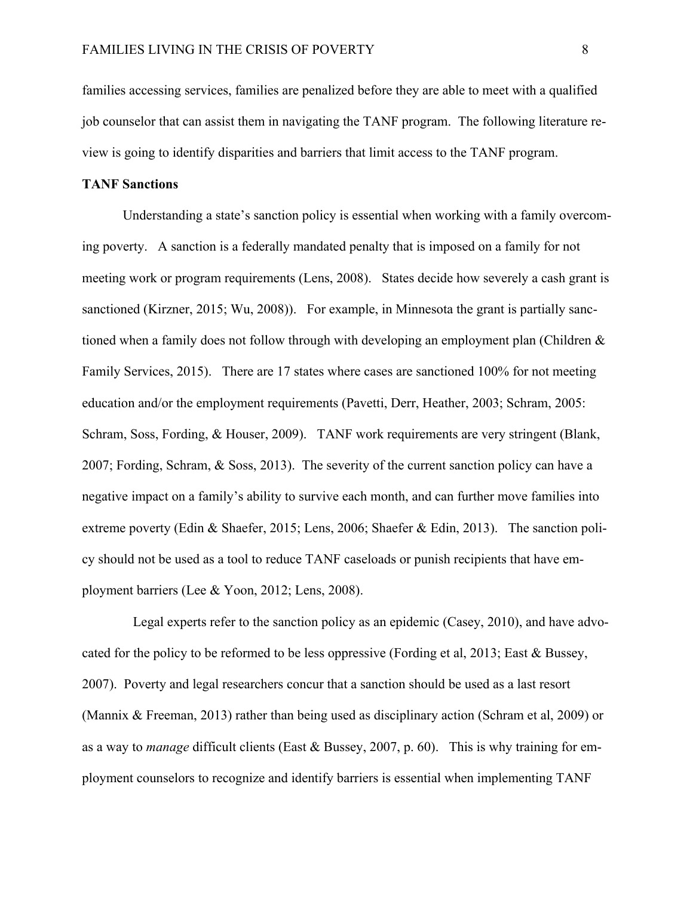families accessing services, families are penalized before they are able to meet with a qualified job counselor that can assist them in navigating the TANF program. The following literature review is going to identify disparities and barriers that limit access to the TANF program.

**TANF Sanctions**

Understanding a state's sanction policy is essential when working with a family overcoming poverty. A sanction is a federally mandated penalty that is imposed on a family for not meeting work or program requirements (Lens, 2008). States decide how severely a cash grant is sanctioned (Kirzner, 2015; Wu, 2008)). For example, in Minnesota the grant is partially sanctioned when a family does not follow through with developing an employment plan (Children & Family Services, 2015). There are 17 states where cases are sanctioned 100% for not meeting education and/or the employment requirements (Pavetti, Derr, Heather, 2003; Schram, 2005: Schram, Soss, Fording, & Houser, 2009). TANF work requirements are very stringent (Blank, 2007; Fording, Schram, & Soss, 2013). The severity of the current sanction policy can have a negative impact on a family's ability to survive each month, and can further move families into extreme poverty (Edin & Shaefer, 2015; Lens, 2006; Shaefer & Edin, 2013). The sanction policy should not be used as a tool to reduce TANF caseloads or punish recipients that have employment barriers (Lee & Yoon, 2012; Lens, 2008).

Legal experts refer to the sanction policy as an epidemic (Casey, 2010), and have advocated for the policy to be reformed to be less oppressive (Fording et al, 2013; East & Bussey, 2007). Poverty and legal researchers concur that a sanction should be used as a last resort (Mannix & Freeman, 2013) rather than being used as disciplinary action (Schram et al, 2009) or as a way to *manage* difficult clients (East & Bussey, 2007, p. 60). This is why training for employment counselors to recognize and identify barriers is essential when implementing TANF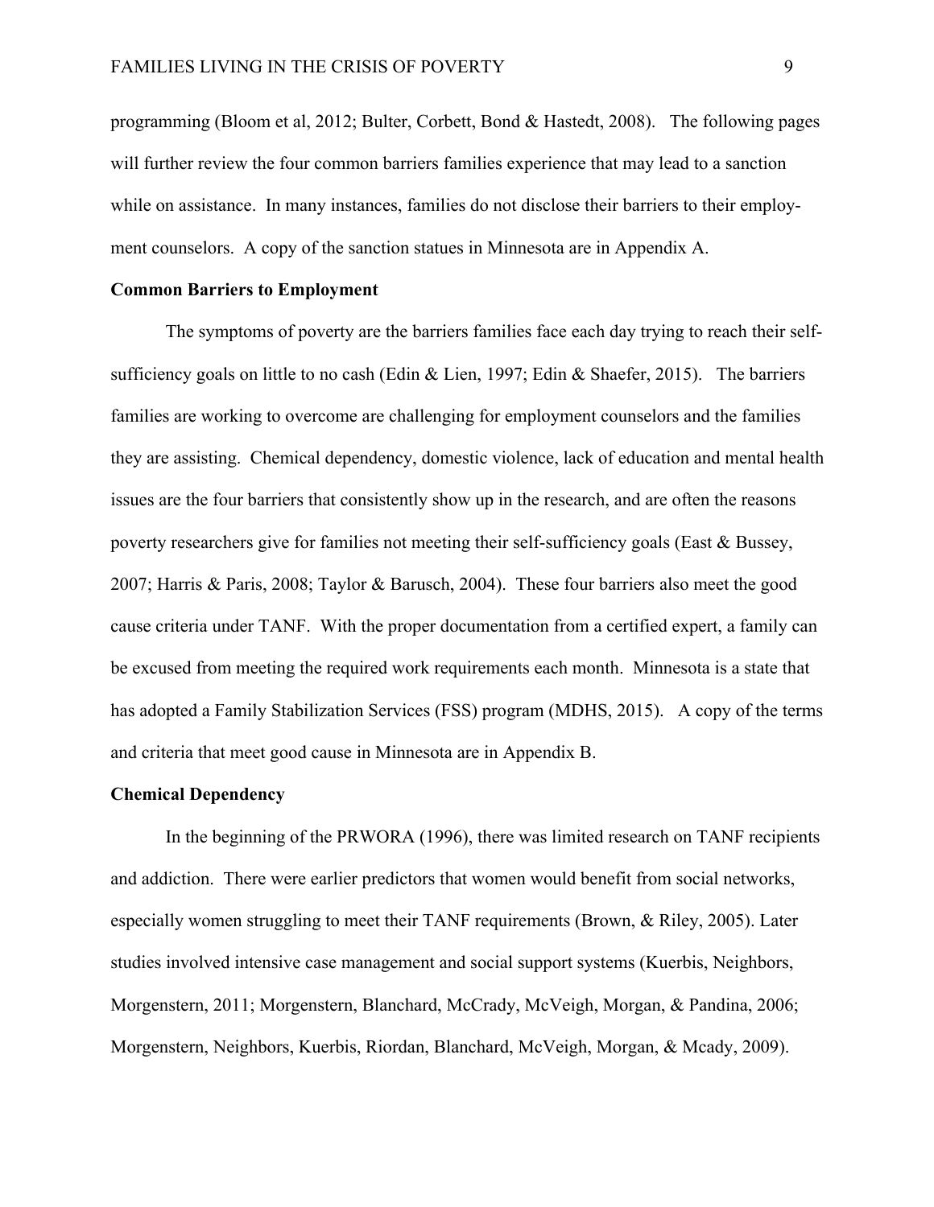programming (Bloom et al, 2012; Bulter, Corbett, Bond & Hastedt, 2008). The following pages will further review the four common barriers families experience that may lead to a sanction while on assistance. In many instances, families do not disclose their barriers to their employment counselors. A copy of the sanction statues in Minnesota are in Appendix A.

## Common Barriers to Employment

The symptoms of poverty are the barriers families face each day trying to reach their self-sufficiency goals on little to no cash (Edin & Lien, 1997; Edin & Shaefer, 2015). The barriers families are working to overcome are challenging for employment counselors and the families they are assisting. Chemical dependency, domestic violence, lack of education and mental health issues are the four barriers that consistently show up in the research, and are often the reasons poverty researchers give for families not meeting their self-sufficiency goals (East & Bussey, 2007; Harris & Paris, 2008; Taylor & Barusch, 2004). These four barriers also meet the good cause criteria under TANF. With the proper documentation from a certified expert, a family can be excused from meeting the required work requirements each month. Minnesota is a state that has adopted a Family Stabilization Services (FSS) program (MDHS, 2015). A copy of the terms and criteria that meet good cause in Minnesota are in Appendix B.

## Chemical Dependency

In the beginning of the PRWORA (1996), there was limited research on TANF recipients and addiction. There were earlier predictors that women would benefit from social networks, especially women struggling to meet their TANF requirements (Brown, & Riley, 2005). Later studies involved intensive case management and social support systems (Kuerbis, Neighbors, Morgenstern, 2011; Morgenstern, Blanchard, McCrady, McVeigh, Morgan, & Pandina, 2006; Morgenstern, Neighbors, Kuerbis, Riordan, Blanchard, McVeigh, Morgan, & Mcady, 2009).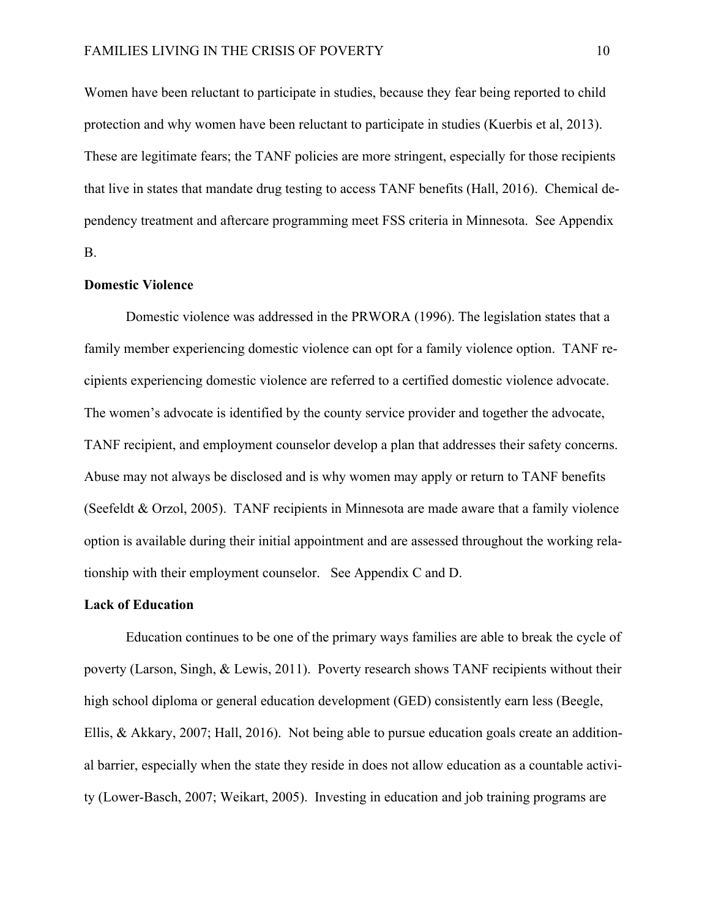Women have been reluctant to participate in studies, because they fear being reported to child protection and why women have been reluctant to participate in studies (Kuerbis et al, 2013). These are legitimate fears; the TANF policies are more stringent, especially for those recipients that live in states that mandate drug testing to access TANF benefits (Hall, 2016). Chemical dependency treatment and aftercare programming meet FSS criteria in Minnesota. See Appendix B.

**Domestic Violence**

Domestic violence was addressed in the PRWORA (1996). The legislation states that a family member experiencing domestic violence can opt for a family violence option. TANF recipients experiencing domestic violence are referred to a certified domestic violence advocate. The women's advocate is identified by the county service provider and together the advocate, TANF recipient, and employment counselor develop a plan that addresses their safety concerns. Abuse may not always be disclosed and is why women may apply or return to TANF benefits (Seefeldt & Orzol, 2005). TANF recipients in Minnesota are made aware that a family violence option is available during their initial appointment and are assessed throughout the working relationship with their employment counselor. See Appendix C and D.

**Lack of Education**

Education continues to be one of the primary ways families are able to break the cycle of poverty (Larson, Singh, & Lewis, 2011). Poverty research shows TANF recipients without their high school diploma or general education development (GED) consistently earn less (Beegle, Ellis, & Akkary, 2007; Hall, 2016). Not being able to pursue education goals create an additional barrier, especially when the state they reside in does not allow education as a countable activity (Lower-Basch, 2007; Weikart, 2005). Investing in education and job training programs are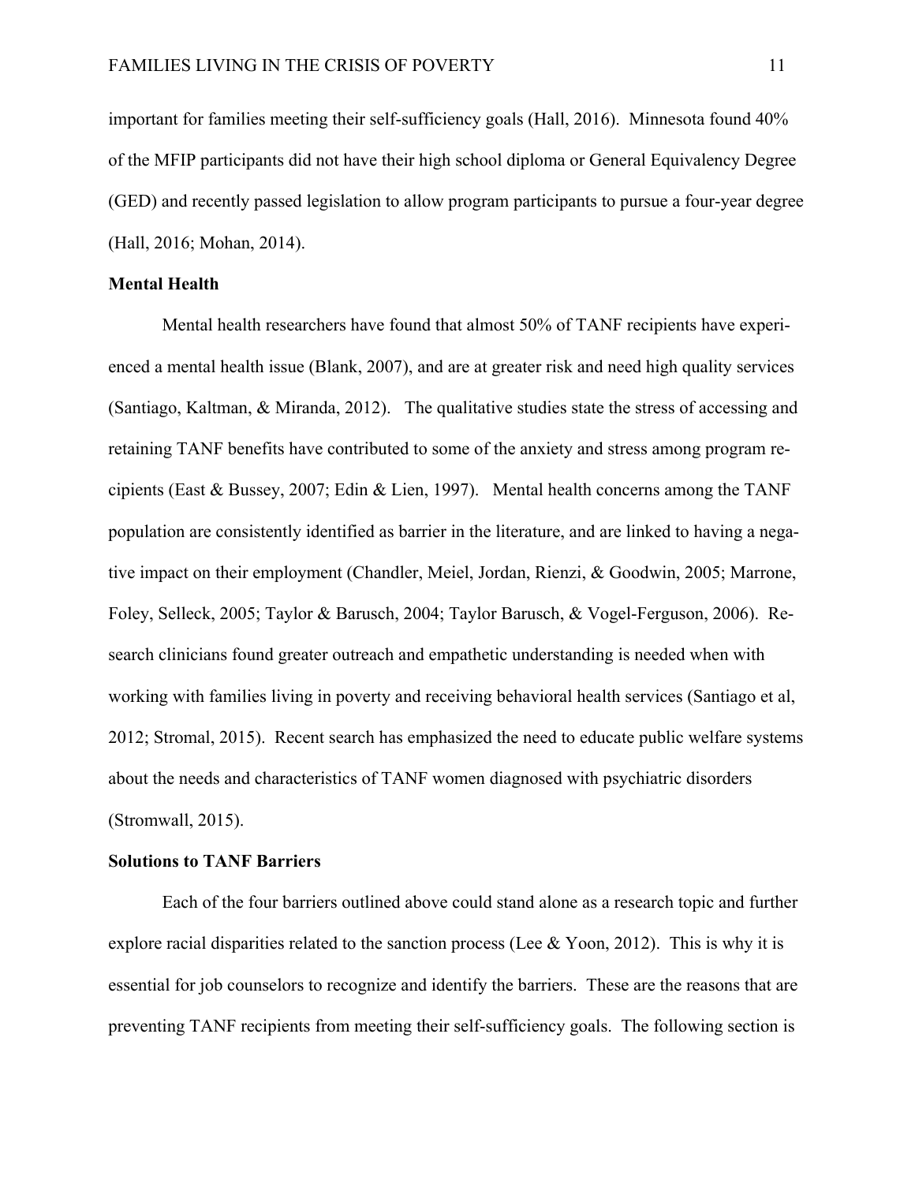important for families meeting their self-sufficiency goals (Hall, 2016). Minnesota found 40% of the MFIP participants did not have their high school diploma or General Equivalency Degree (GED) and recently passed legislation to allow program participants to pursue a four-year degree (Hall, 2016; Mohan, 2014).

**Mental Health**

Mental health researchers have found that almost 50% of TANF recipients have experienced a mental health issue (Blank, 2007), and are at greater risk and need high quality services (Santiago, Kaltman, & Miranda, 2012). The qualitative studies state the stress of accessing and retaining TANF benefits have contributed to some of the anxiety and stress among program recipients (East & Bussey, 2007; Edin & Lien, 1997). Mental health concerns among the TANF population are consistently identified as barrier in the literature, and are linked to having a negative impact on their employment (Chandler, Meiel, Jordan, Rienzi, & Goodwin, 2005; Marrone, Foley, Selleck, 2005; Taylor & Barusch, 2004; Taylor Barusch, & Vogel-Ferguson, 2006). Research clinicians found greater outreach and empathetic understanding is needed when with working with families living in poverty and receiving behavioral health services (Santiago et al, 2012; Stromal, 2015). Recent search has emphasized the need to educate public welfare systems about the needs and characteristics of TANF women diagnosed with psychiatric disorders (Stromwall, 2015).

**Solutions to TANF Barriers**

Each of the four barriers outlined above could stand alone as a research topic and further explore racial disparities related to the sanction process (Lee & Yoon, 2012). This is why it is essential for job counselors to recognize and identify the barriers. These are the reasons that are preventing TANF recipients from meeting their self-sufficiency goals. The following section is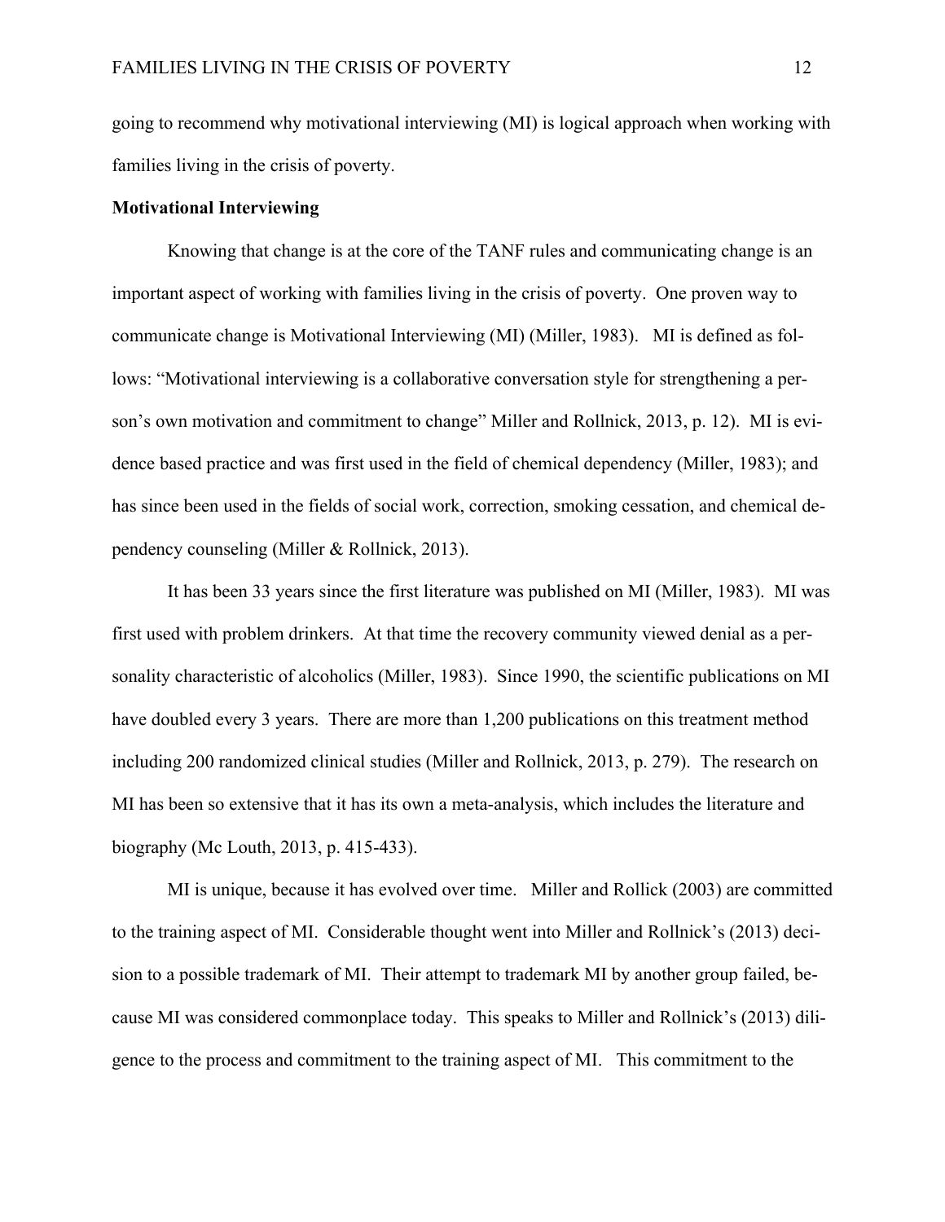going to recommend why motivational interviewing (MI) is logical approach when working with families living in the crisis of poverty.

**Motivational Interviewing**

Knowing that change is at the core of the TANF rules and communicating change is an important aspect of working with families living in the crisis of poverty. One proven way to communicate change is Motivational Interviewing (MI) (Miller, 1983). MI is defined as follows: "Motivational interviewing is a collaborative conversation style for strengthening a person's own motivation and commitment to change" Miller and Rollnick, 2013, p. 12). MI is evidence based practice and was first used in the field of chemical dependency (Miller, 1983); and has since been used in the fields of social work, correction, smoking cessation, and chemical dependency counseling (Miller & Rollnick, 2013).

It has been 33 years since the first literature was published on MI (Miller, 1983). MI was first used with problem drinkers. At that time the recovery community viewed denial as a personality characteristic of alcoholics (Miller, 1983). Since 1990, the scientific publications on MI have doubled every 3 years. There are more than 1,200 publications on this treatment method including 200 randomized clinical studies (Miller and Rollnick, 2013, p. 279). The research on MI has been so extensive that it has its own a meta-analysis, which includes the literature and biography (Mc Louth, 2013, p. 415-433).

MI is unique, because it has evolved over time. Miller and Rollick (2003) are committed to the training aspect of MI. Considerable thought went into Miller and Rollnick's (2013) decision to a possible trademark of MI. Their attempt to trademark MI by another group failed, because MI was considered commonplace today. This speaks to Miller and Rollnick's (2013) diligence to the process and commitment to the training aspect of MI. This commitment to the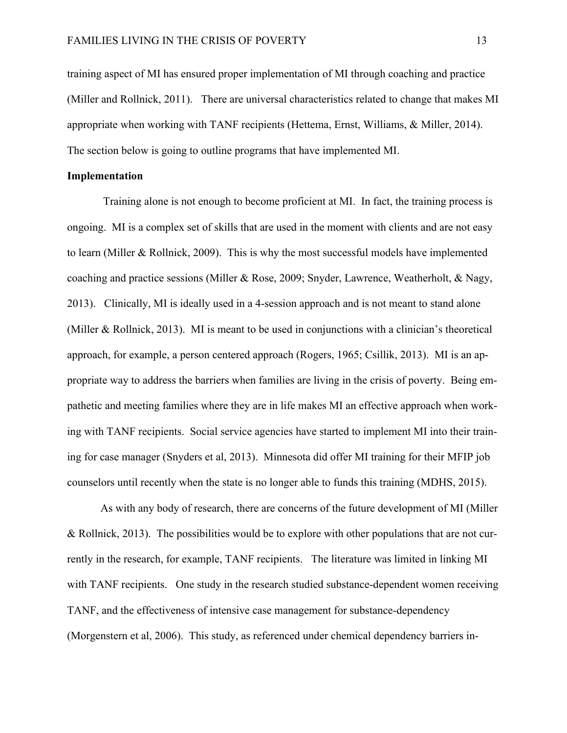training aspect of MI has ensured proper implementation of MI through coaching and practice (Miller and Rollnick, 2011). There are universal characteristics related to change that makes MI appropriate when working with TANF recipients (Hettema, Ernst, Williams, & Miller, 2014). The section below is going to outline programs that have implemented MI.

**Implementation**

Training alone is not enough to become proficient at MI. In fact, the training process is ongoing. MI is a complex set of skills that are used in the moment with clients and are not easy to learn (Miller & Rollnick, 2009). This is why the most successful models have implemented coaching and practice sessions (Miller & Rose, 2009; Snyder, Lawrence, Weatherholt, & Nagy, 2013). Clinically, MI is ideally used in a 4-session approach and is not meant to stand alone (Miller & Rollnick, 2013). MI is meant to be used in conjunctions with a clinician's theoretical approach, for example, a person centered approach (Rogers, 1965; Csillik, 2013). MI is an appropriate way to address the barriers when families are living in the crisis of poverty. Being empathetic and meeting families where they are in life makes MI an effective approach when working with TANF recipients. Social service agencies have started to implement MI into their training for case manager (Snyders et al, 2013). Minnesota did offer MI training for their MFIP job counselors until recently when the state is no longer able to funds this training (MDHS, 2015).

As with any body of research, there are concerns of the future development of MI (Miller & Rollnick, 2013). The possibilities would be to explore with other populations that are not currently in the research, for example, TANF recipients. The literature was limited in linking MI with TANF recipients. One study in the research studied substance-dependent women receiving TANF, and the effectiveness of intensive case management for substance-dependency (Morgenstern et al, 2006). This study, as referenced under chemical dependency barriers in-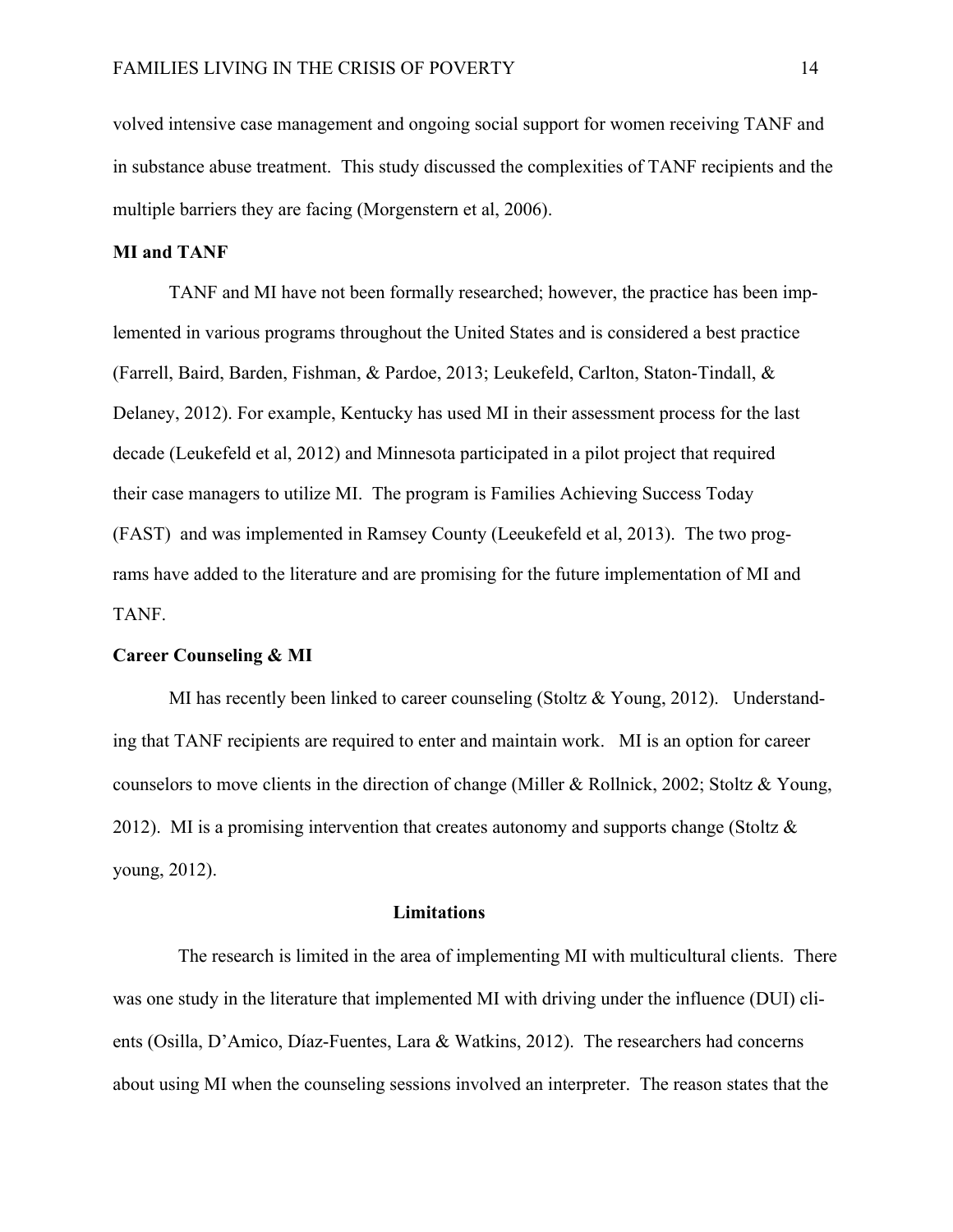volved intensive case management and ongoing social support for women receiving TANF and in substance abuse treatment. This study discussed the complexities of TANF recipients and the multiple barriers they are facing (Morgenstern et al, 2006).

**MI and TANF**

TANF and MI have not been formally researched; however, the practice has been implemented in various programs throughout the United States and is considered a best practice (Farrell, Baird, Barden, Fishman, & Pardoe, 2013; Leukefeld, Carlton, Staton-Tindall, & Delaney, 2012). For example, Kentucky has used MI in their assessment process for the last decade (Leukefeld et al, 2012) and Minnesota participated in a pilot project that required their case managers to utilize MI. The program is Families Achieving Success Today (FAST) and was implemented in Ramsey County (Leeukefeld et al, 2013). The two programs have added to the literature and are promising for the future implementation of MI and TANF.

**Career Counseling & MI**

MI has recently been linked to career counseling (Stoltz & Young, 2012). Understanding that TANF recipients are required to enter and maintain work. MI is an option for career counselors to move clients in the direction of change (Miller & Rollnick, 2002; Stoltz & Young, 2012). MI is a promising intervention that creates autonomy and supports change (Stoltz & young, 2012).

## Limitations

The research is limited in the area of implementing MI with multicultural clients. There was one study in the literature that implemented MI with driving under the influence (DUI) clients (Osilla, D'Amico, Díaz-Fuentes, Lara & Watkins, 2012). The researchers had concerns about using MI when the counseling sessions involved an interpreter. The reason states that the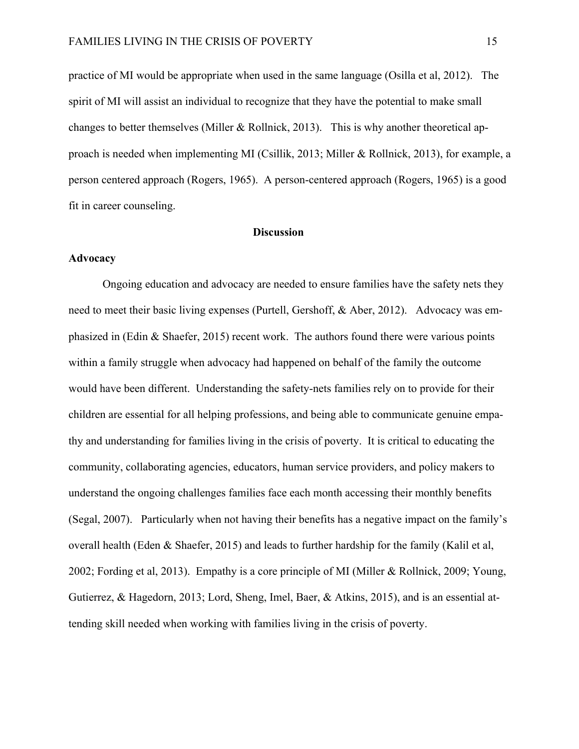practice of MI would be appropriate when used in the same language (Osilla et al, 2012). The spirit of MI will assist an individual to recognize that they have the potential to make small changes to better themselves (Miller & Rollnick, 2013). This is why another theoretical approach is needed when implementing MI (Csillik, 2013; Miller & Rollnick, 2013), for example, a person centered approach (Rogers, 1965). A person-centered approach (Rogers, 1965) is a good fit in career counseling.

## Discussion

### Advocacy

Ongoing education and advocacy are needed to ensure families have the safety nets they need to meet their basic living expenses (Purtell, Gershoff, & Aber, 2012). Advocacy was emphasized in (Edin & Shaefer, 2015) recent work. The authors found there were various points within a family struggle when advocacy had happened on behalf of the family the outcome would have been different. Understanding the safety-nets families rely on to provide for their children are essential for all helping professions, and being able to communicate genuine empathy and understanding for families living in the crisis of poverty. It is critical to educating the community, collaborating agencies, educators, human service providers, and policy makers to understand the ongoing challenges families face each month accessing their monthly benefits (Segal, 2007). Particularly when not having their benefits has a negative impact on the family's overall health (Eden & Shaefer, 2015) and leads to further hardship for the family (Kalil et al, 2002; Fording et al, 2013). Empathy is a core principle of MI (Miller & Rollnick, 2009; Young, Gutierrez, & Hagedorn, 2013; Lord, Sheng, Imel, Baer, & Atkins, 2015), and is an essential attending skill needed when working with families living in the crisis of poverty.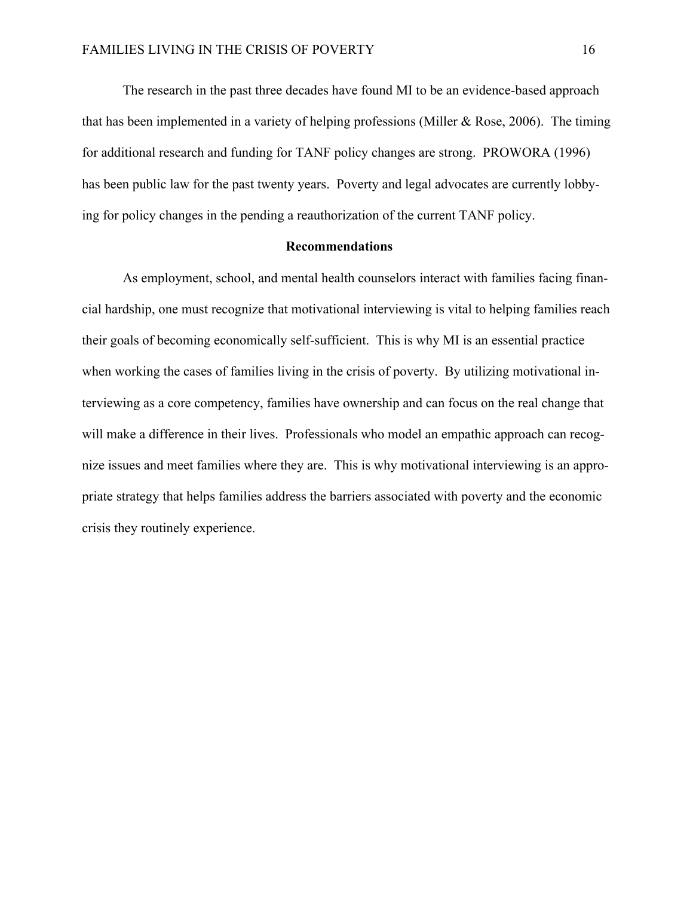The research in the past three decades have found MI to be an evidence-based approach that has been implemented in a variety of helping professions (Miller & Rose, 2006). The timing for additional research and funding for TANF policy changes are strong. PROWORA (1996) has been public law for the past twenty years. Poverty and legal advocates are currently lobbying for policy changes in the pending a reauthorization of the current TANF policy.

## Recommendations

As employment, school, and mental health counselors interact with families facing financial hardship, one must recognize that motivational interviewing is vital to helping families reach their goals of becoming economically self-sufficient. This is why MI is an essential practice when working the cases of families living in the crisis of poverty. By utilizing motivational interviewing as a core competency, families have ownership and can focus on the real change that will make a difference in their lives. Professionals who model an empathic approach can recognize issues and meet families where they are. This is why motivational interviewing is an appropriate strategy that helps families address the barriers associated with poverty and the economic crisis they routinely experience.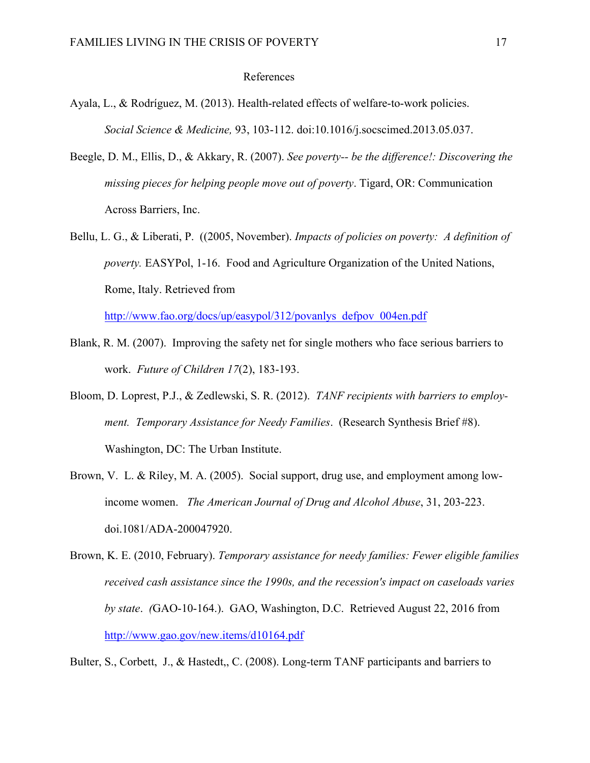References

Ayala, L., & Rodríguez, M. (2013). Health-related effects of welfare-to-work policies. *Social Science & Medicine,* 93, 103-112. doi:10.1016/j.socscimed.2013.05.037.

Beegle, D. M., Ellis, D., & Akkary, R. (2007). *See poverty-- be the difference!: Discovering the missing pieces for helping people move out of poverty*. Tigard, OR: Communication Across Barriers, Inc.

Bellu, L. G., & Liberati, P. ((2005, November). *Impacts of policies on poverty: A definition of poverty.* EASYPol, 1-16. Food and Agriculture Organization of the United Nations, Rome, Italy. Retrieved from http://www.fao.org/docs/up/easypol/312/povanlys_defpov_004en.pdf

Blank, R. M. (2007). Improving the safety net for single mothers who face serious barriers to work. *Future of Children 17*(2), 183-193.

Bloom, D. Loprest, P.J., & Zedlewski, S. R. (2012). *TANF recipients with barriers to employment. Temporary Assistance for Needy Families*. (Research Synthesis Brief #8). Washington, DC: The Urban Institute.

Brown, V. L. & Riley, M. A. (2005). Social support, drug use, and employment among low-income women. *The American Journal of Drug and Alcohol Abuse*, 31, 203-223. doi.1081/ADA-200047920.

Brown, K. E. (2010, February). *Temporary assistance for needy families: Fewer eligible families received cash assistance since the 1990s, and the recession's impact on caseloads varies by state*. *(*GAO-10-164.). GAO, Washington, D.C. Retrieved August 22, 2016 from http://www.gao.gov/new.items/d10164.pdf

Bulter, S., Corbett, J., & Hastedt,, C. (2008). Long-term TANF participants and barriers to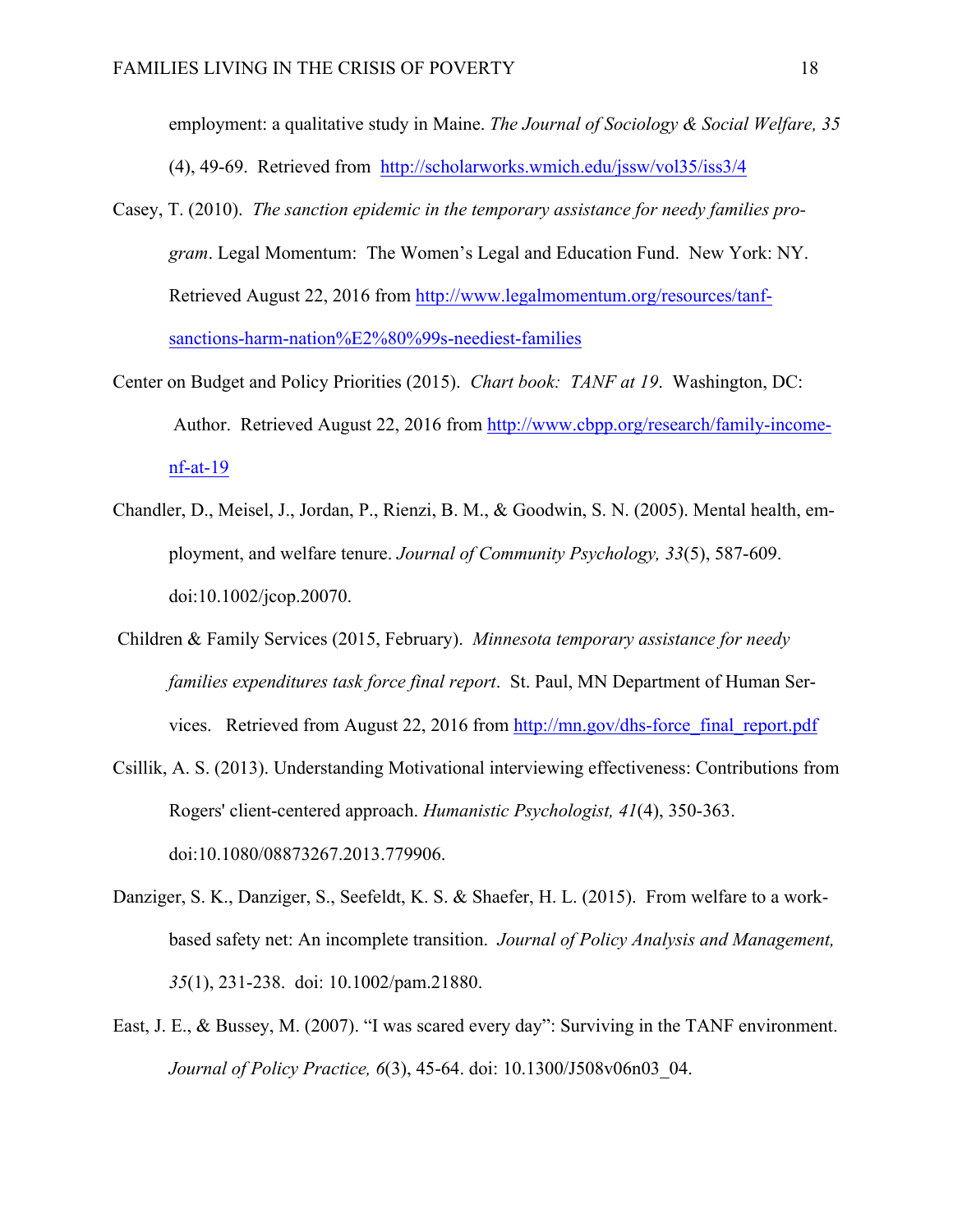employment: a qualitative study in Maine. *The Journal of Sociology & Social Welfare, 35* (4), 49-69. Retrieved from http://scholarworks.wmich.edu/jssw/vol35/iss3/4

Casey, T. (2010). *The sanction epidemic in the temporary assistance for needy families program*. Legal Momentum: The Women's Legal and Education Fund. New York: NY. Retrieved August 22, 2016 from http://www.legalmomentum.org/resources/tanf-sanctions-harm-nation%E2%80%99s-neediest-families

Center on Budget and Policy Priorities (2015). *Chart book: TANF at 19*. Washington, DC: Author. Retrieved August 22, 2016 from http://www.cbpp.org/research/family-income-nf-at-19

Chandler, D., Meisel, J., Jordan, P., Rienzi, B. M., & Goodwin, S. N. (2005). Mental health, employment, and welfare tenure. *Journal of Community Psychology, 33*(5), 587-609. doi:10.1002/jcop.20070.

Children & Family Services (2015, February). *Minnesota temporary assistance for needy families expenditures task force final report*. St. Paul, MN Department of Human Services. Retrieved from August 22, 2016 from http://mn.gov/dhs-force_final_report.pdf

Csillik, A. S. (2013). Understanding Motivational interviewing effectiveness: Contributions from Rogers' client-centered approach. *Humanistic Psychologist, 41*(4), 350-363. doi:10.1080/08873267.2013.779906.

Danziger, S. K., Danziger, S., Seefeldt, K. S. & Shaefer, H. L. (2015). From welfare to a work-based safety net: An incomplete transition. *Journal of Policy Analysis and Management, 35*(1), 231-238. doi: 10.1002/pam.21880.

East, J. E., & Bussey, M. (2007). "I was scared every day": Surviving in the TANF environment. *Journal of Policy Practice, 6*(3), 45-64. doi: 10.1300/J508v06n03_04.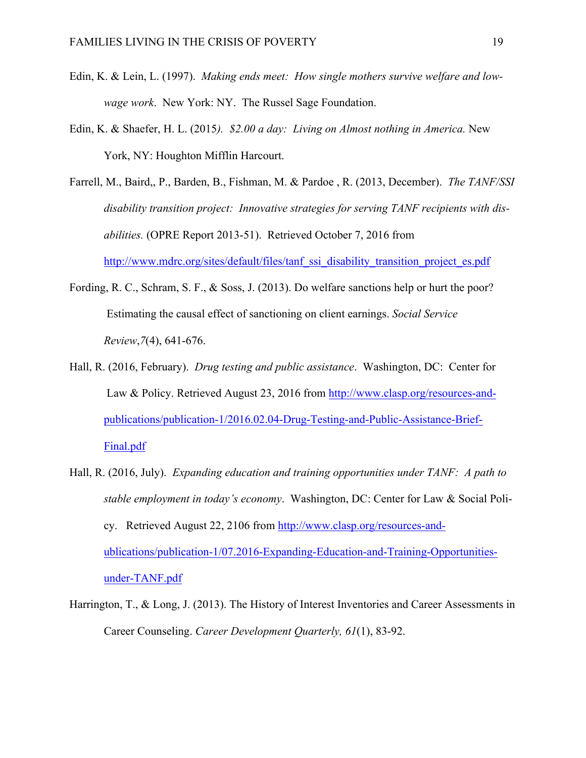Edin, K. & Lein, L. (1997). *Making ends meet: How single mothers survive welfare and low-wage work*. New York: NY. The Russel Sage Foundation.

Edin, K. & Shaefer, H. L. (2015*). $2.00 a day: Living on Almost nothing in America.* New York, NY: Houghton Mifflin Harcourt.

Farrell, M., Baird,, P., Barden, B., Fishman, M. & Pardoe , R. (2013, December). *The TANF/SSI disability transition project: Innovative strategies for serving TANF recipients with dis-abilities.* (OPRE Report 2013-51). Retrieved October 7, 2016 from http://www.mdrc.org/sites/default/files/tanf_ssi_disability_transition_project_es.pdf

Fording, R. C., Schram, S. F., & Soss, J. (2013). Do welfare sanctions help or hurt the poor? Estimating the causal effect of sanctioning on client earnings. *Social Service Review*,*7*(4), 641-676.

Hall, R. (2016, February). *Drug testing and public assistance*. Washington, DC: Center for Law & Policy. Retrieved August 23, 2016 from http://www.clasp.org/resources-and-publications/publication-1/2016.02.04-Drug-Testing-and-Public-Assistance-Brief-Final.pdf

Hall, R. (2016, July). *Expanding education and training opportunities under TANF: A path to stable employment in today's economy*. Washington, DC: Center for Law & Social Poli-cy. Retrieved August 22, 2106 from http://www.clasp.org/resources-and-ublications/publication-1/07.2016-Expanding-Education-and-Training-Opportunities-under-TANF.pdf

Harrington, T., & Long, J. (2013). The History of Interest Inventories and Career Assessments in Career Counseling. *Career Development Quarterly, 61*(1), 83-92.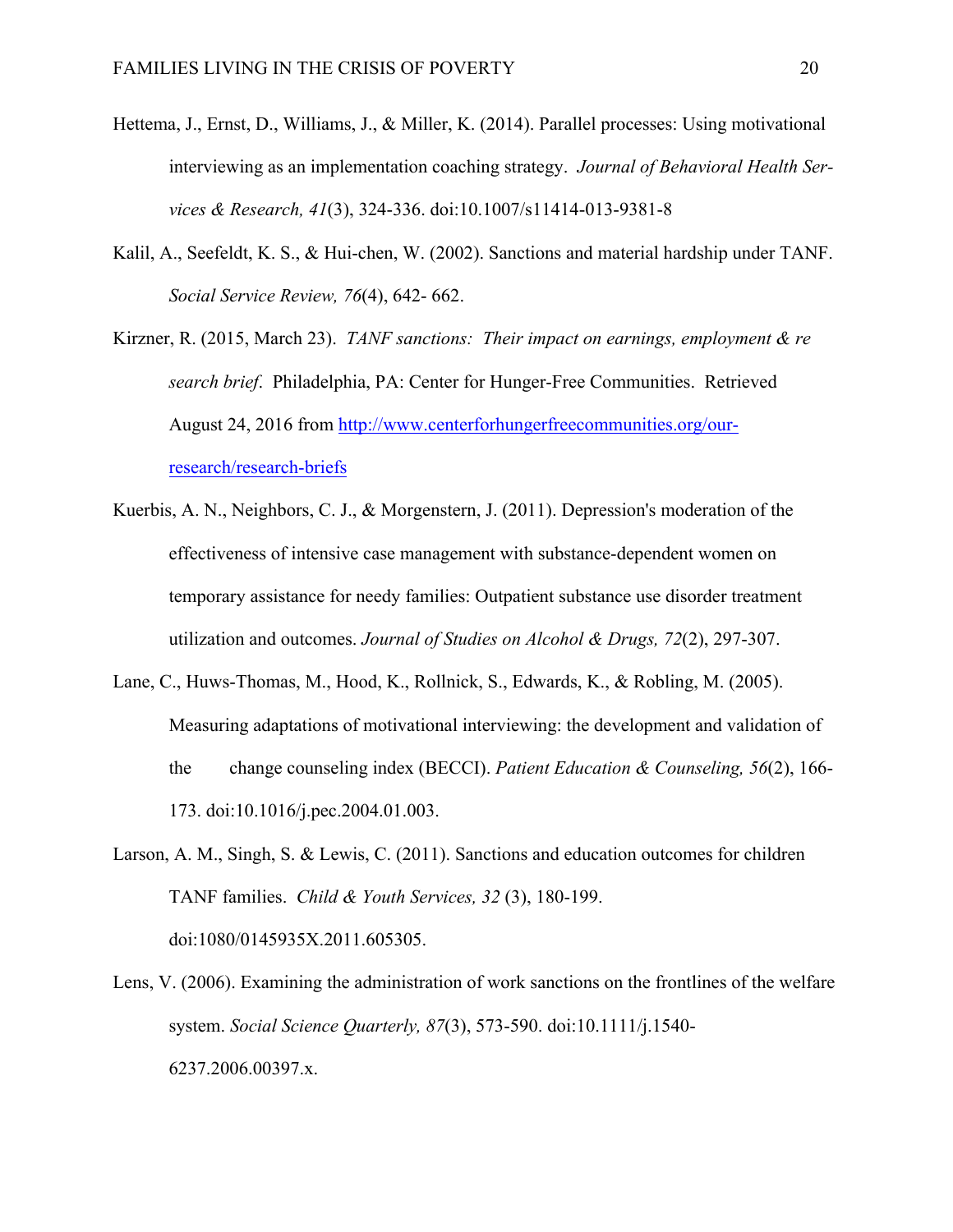Hettema, J., Ernst, D., Williams, J., & Miller, K. (2014). Parallel processes: Using motivational interviewing as an implementation coaching strategy. *Journal of Behavioral Health Services & Research, 41*(3), 324-336. doi:10.1007/s11414-013-9381-8

Kalil, A., Seefeldt, K. S., & Hui-chen, W. (2002). Sanctions and material hardship under TANF. *Social Service Review, 76*(4), 642- 662.

Kirzner, R. (2015, March 23). *TANF sanctions: Their impact on earnings, employment & re search brief*. Philadelphia, PA: Center for Hunger-Free Communities. Retrieved August 24, 2016 from http://www.centerforhungerfreecommunities.org/our-research/research-briefs

Kuerbis, A. N., Neighbors, C. J., & Morgenstern, J. (2011). Depression's moderation of the effectiveness of intensive case management with substance-dependent women on temporary assistance for needy families: Outpatient substance use disorder treatment utilization and outcomes. *Journal of Studies on Alcohol & Drugs, 72*(2), 297-307.

Lane, C., Huws-Thomas, M., Hood, K., Rollnick, S., Edwards, K., & Robling, M. (2005). Measuring adaptations of motivational interviewing: the development and validation of the change counseling index (BECCI). *Patient Education & Counseling, 56*(2), 166-173. doi:10.1016/j.pec.2004.01.003.

Larson, A. M., Singh, S. & Lewis, C. (2011). Sanctions and education outcomes for children TANF families. *Child & Youth Services, 32* (3), 180-199. doi:1080/0145935X.2011.605305.

Lens, V. (2006). Examining the administration of work sanctions on the frontlines of the welfare system. *Social Science Quarterly, 87*(3), 573-590. doi:10.1111/j.1540-6237.2006.00397.x.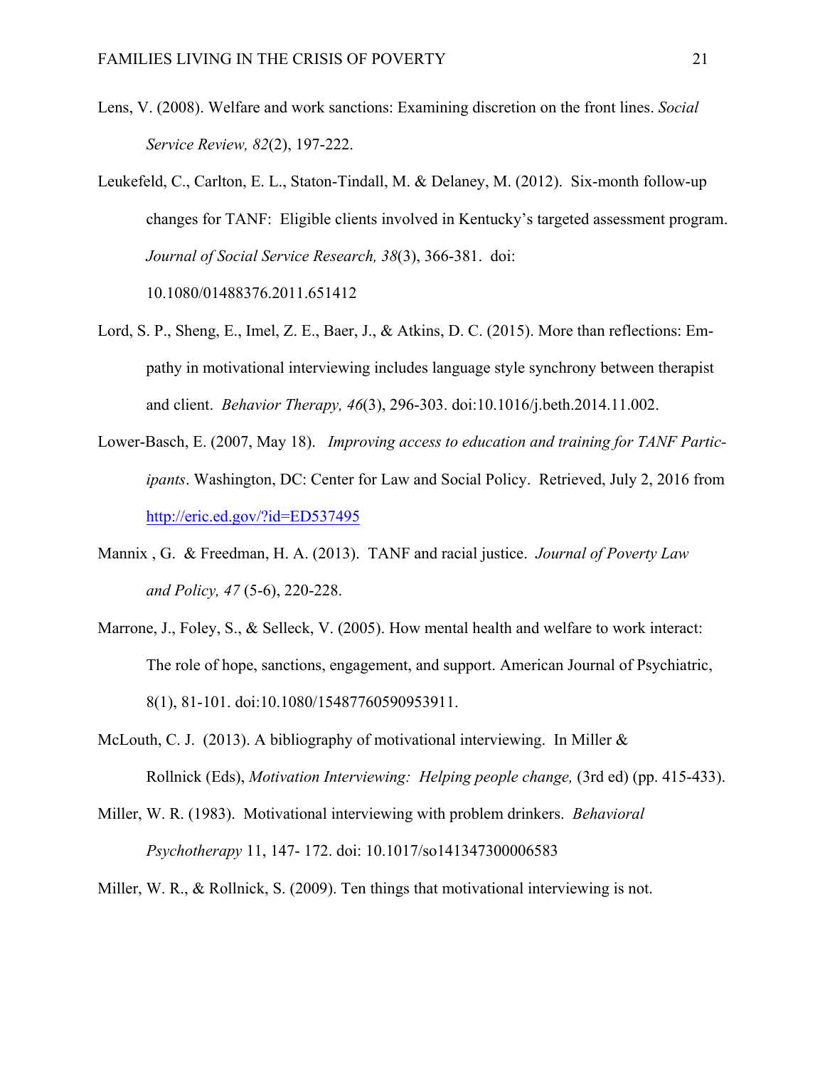Lens, V. (2008). Welfare and work sanctions: Examining discretion on the front lines. *Social Service Review, 82*(2), 197-222.

Leukefeld, C., Carlton, E. L., Staton-Tindall, M. & Delaney, M. (2012). Six-month follow-up changes for TANF: Eligible clients involved in Kentucky's targeted assessment program. *Journal of Social Service Research, 38*(3), 366-381. doi: 10.1080/01488376.2011.651412

Lord, S. P., Sheng, E., Imel, Z. E., Baer, J., & Atkins, D. C. (2015). More than reflections: Empathy in motivational interviewing includes language style synchrony between therapist and client. *Behavior Therapy, 46*(3), 296-303. doi:10.1016/j.beth.2014.11.002.

Lower-Basch, E. (2007, May 18). *Improving access to education and training for TANF Participants*. Washington, DC: Center for Law and Social Policy. Retrieved, July 2, 2016 from http://eric.ed.gov/?id=ED537495

Mannix , G. & Freedman, H. A. (2013). TANF and racial justice. *Journal of Poverty Law and Policy, 47* (5-6), 220-228.

Marrone, J., Foley, S., & Selleck, V. (2005). How mental health and welfare to work interact: The role of hope, sanctions, engagement, and support. American Journal of Psychiatric, 8(1), 81-101. doi:10.1080/15487760590953911.

McLouth, C. J. (2013). A bibliography of motivational interviewing. In Miller & Rollnick (Eds), *Motivation Interviewing: Helping people change,* (3rd ed) (pp. 415-433).

Miller, W. R. (1983). Motivational interviewing with problem drinkers. *Behavioral Psychotherapy* 11, 147- 172. doi: 10.1017/so141347300006583

Miller, W. R., & Rollnick, S. (2009). Ten things that motivational interviewing is not.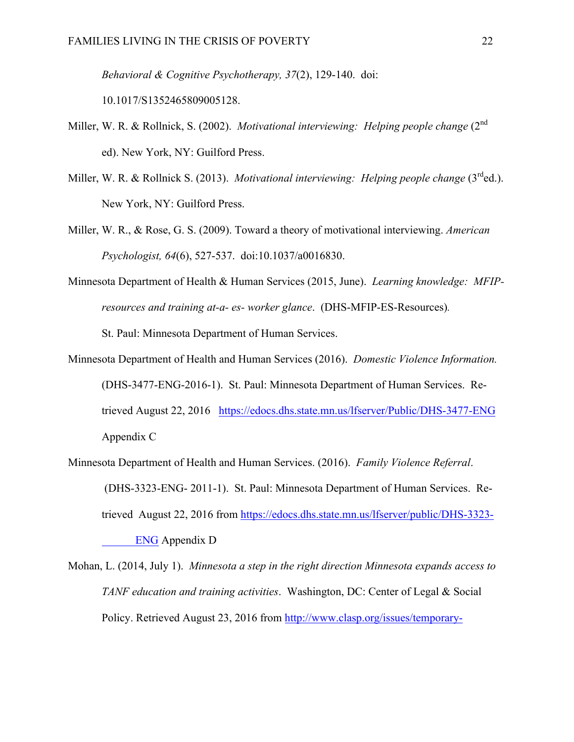*Behavioral & Cognitive Psychotherapy, 37*(2), 129-140. doi: 10.1017/S1352465809005128.

Miller, W. R. & Rollnick, S. (2002). *Motivational interviewing: Helping people change* (2nd ed). New York, NY: Guilford Press.

Miller, W. R. & Rollnick S. (2013). *Motivational interviewing: Helping people change* (3rd ed.). New York, NY: Guilford Press.

Miller, W. R., & Rose, G. S. (2009). Toward a theory of motivational interviewing. *American Psychologist, 64*(6), 527-537. doi:10.1037/a0016830.

Minnesota Department of Health & Human Services (2015, June). *Learning knowledge: MFIP-resources and training at-a- es- worker glance*. (DHS-MFIP-ES-Resources). St. Paul: Minnesota Department of Human Services.

Minnesota Department of Health and Human Services (2016). *Domestic Violence Information.* (DHS-3477-ENG-2016-1). St. Paul: Minnesota Department of Human Services. Retrieved August 22, 2016 https://edocs.dhs.state.mn.us/lfserver/Public/DHS-3477-ENG Appendix C

Minnesota Department of Health and Human Services. (2016). *Family Violence Referral*. (DHS-3323-ENG- 2011-1). St. Paul: Minnesota Department of Human Services. Retrieved August 22, 2016 from https://edocs.dhs.state.mn.us/lfserver/public/DHS-3323-ENG Appendix D

Mohan, L. (2014, July 1). *Minnesota a step in the right direction Minnesota expands access to TANF education and training activities*. Washington, DC: Center of Legal & Social Policy. Retrieved August 23, 2016 from http://www.clasp.org/issues/temporary-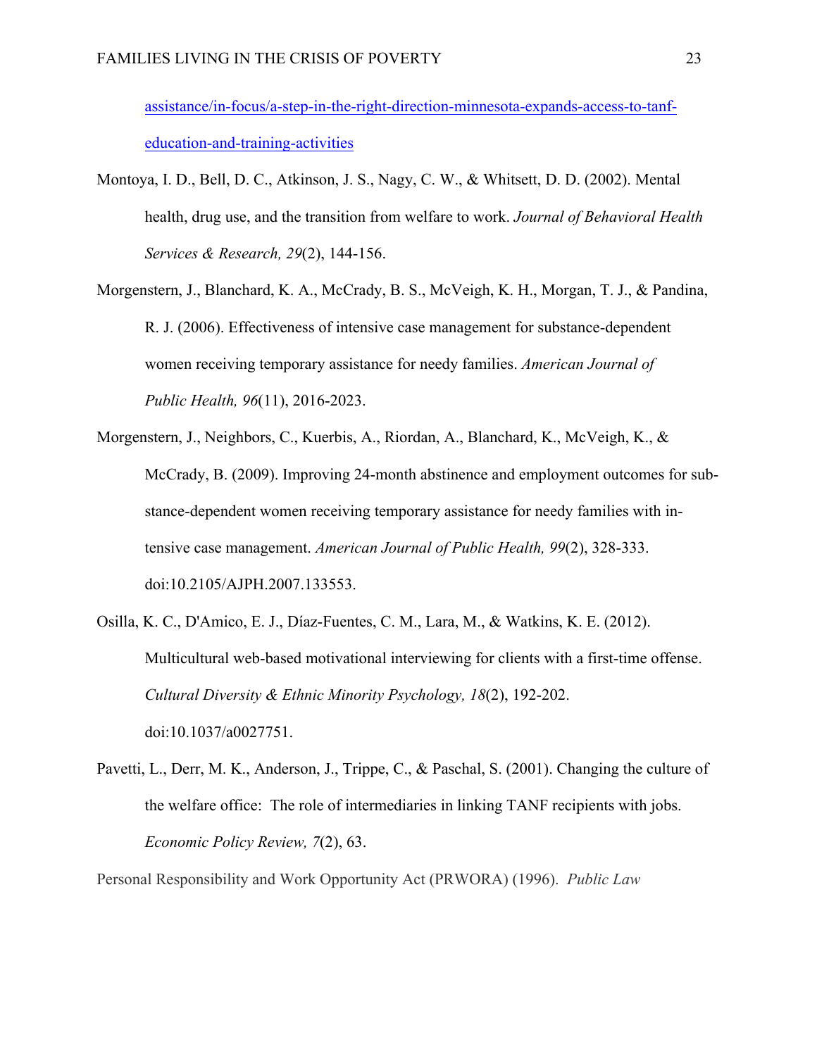assistance/in-focus/a-step-in-the-right-direction-minnesota-expands-access-to-tanf-education-and-training-activities

Montoya, I. D., Bell, D. C., Atkinson, J. S., Nagy, C. W., & Whitsett, D. D. (2002). Mental health, drug use, and the transition from welfare to work. *Journal of Behavioral Health Services & Research, 29*(2), 144-156.

Morgenstern, J., Blanchard, K. A., McCrady, B. S., McVeigh, K. H., Morgan, T. J., & Pandina, R. J. (2006). Effectiveness of intensive case management for substance-dependent women receiving temporary assistance for needy families. *American Journal of Public Health, 96*(11), 2016-2023.

Morgenstern, J., Neighbors, C., Kuerbis, A., Riordan, A., Blanchard, K., McVeigh, K., & McCrady, B. (2009). Improving 24-month abstinence and employment outcomes for substance-dependent women receiving temporary assistance for needy families with intensive case management. *American Journal of Public Health, 99*(2), 328-333. doi:10.2105/AJPH.2007.133553.

Osilla, K. C., D'Amico, E. J., Díaz-Fuentes, C. M., Lara, M., & Watkins, K. E. (2012). Multicultural web-based motivational interviewing for clients with a first-time offense. *Cultural Diversity & Ethnic Minority Psychology, 18*(2), 192-202. doi:10.1037/a0027751.

Pavetti, L., Derr, M. K., Anderson, J., Trippe, C., & Paschal, S. (2001). Changing the culture of the welfare office: The role of intermediaries in linking TANF recipients with jobs. *Economic Policy Review, 7*(2), 63.

Personal Responsibility and Work Opportunity Act (PRWORA) (1996). *Public Law*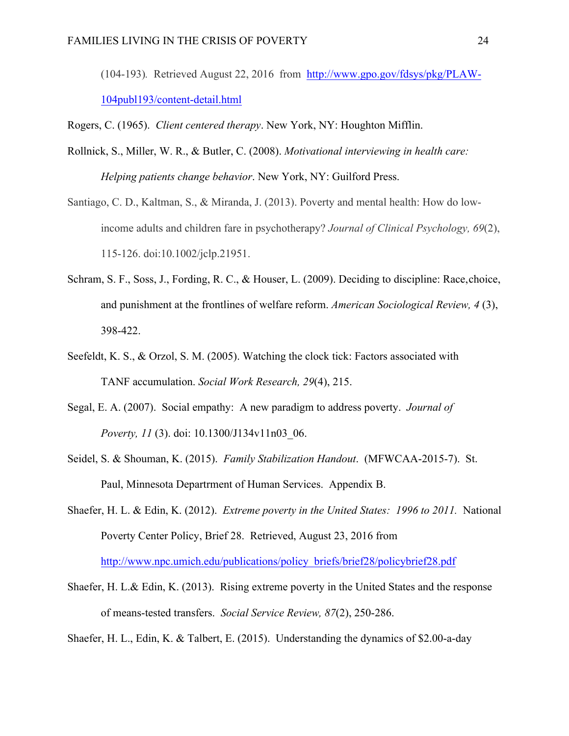(104-193). Retrieved August 22, 2016 from http://www.gpo.gov/fdsys/pkg/PLAW-104publ193/content-detail.html

Rogers, C. (1965). *Client centered therapy*. New York, NY: Houghton Mifflin.

Rollnick, S., Miller, W. R., & Butler, C. (2008). *Motivational interviewing in health care: Helping patients change behavior*. New York, NY: Guilford Press.

Santiago, C. D., Kaltman, S., & Miranda, J. (2013). Poverty and mental health: How do low-income adults and children fare in psychotherapy? *Journal of Clinical Psychology, 69*(2), 115-126. doi:10.1002/jclp.21951.

Schram, S. F., Soss, J., Fording, R. C., & Houser, L. (2009). Deciding to discipline: Race,choice, and punishment at the frontlines of welfare reform. *American Sociological Review, 4* (3), 398-422.

Seefeldt, K. S., & Orzol, S. M. (2005). Watching the clock tick: Factors associated with TANF accumulation. *Social Work Research, 29*(4), 215.

Segal, E. A. (2007). Social empathy: A new paradigm to address poverty. *Journal of Poverty, 11* (3). doi: 10.1300/J134v11n03_06.

Seidel, S. & Shouman, K. (2015). *Family Stabilization Handout*. (MFWCAA-2015-7). St. Paul, Minnesota Departrment of Human Services. Appendix B.

Shaefer, H. L. & Edin, K. (2012). *Extreme poverty in the United States: 1996 to 2011.* National Poverty Center Policy, Brief 28. Retrieved, August 23, 2016 from http://www.npc.umich.edu/publications/policy_briefs/brief28/policybrief28.pdf

Shaefer, H. L.& Edin, K. (2013). Rising extreme poverty in the United States and the response of means-tested transfers. *Social Service Review, 87*(2), 250-286.

Shaefer, H. L., Edin, K. & Talbert, E. (2015). Understanding the dynamics of $2.00-a-day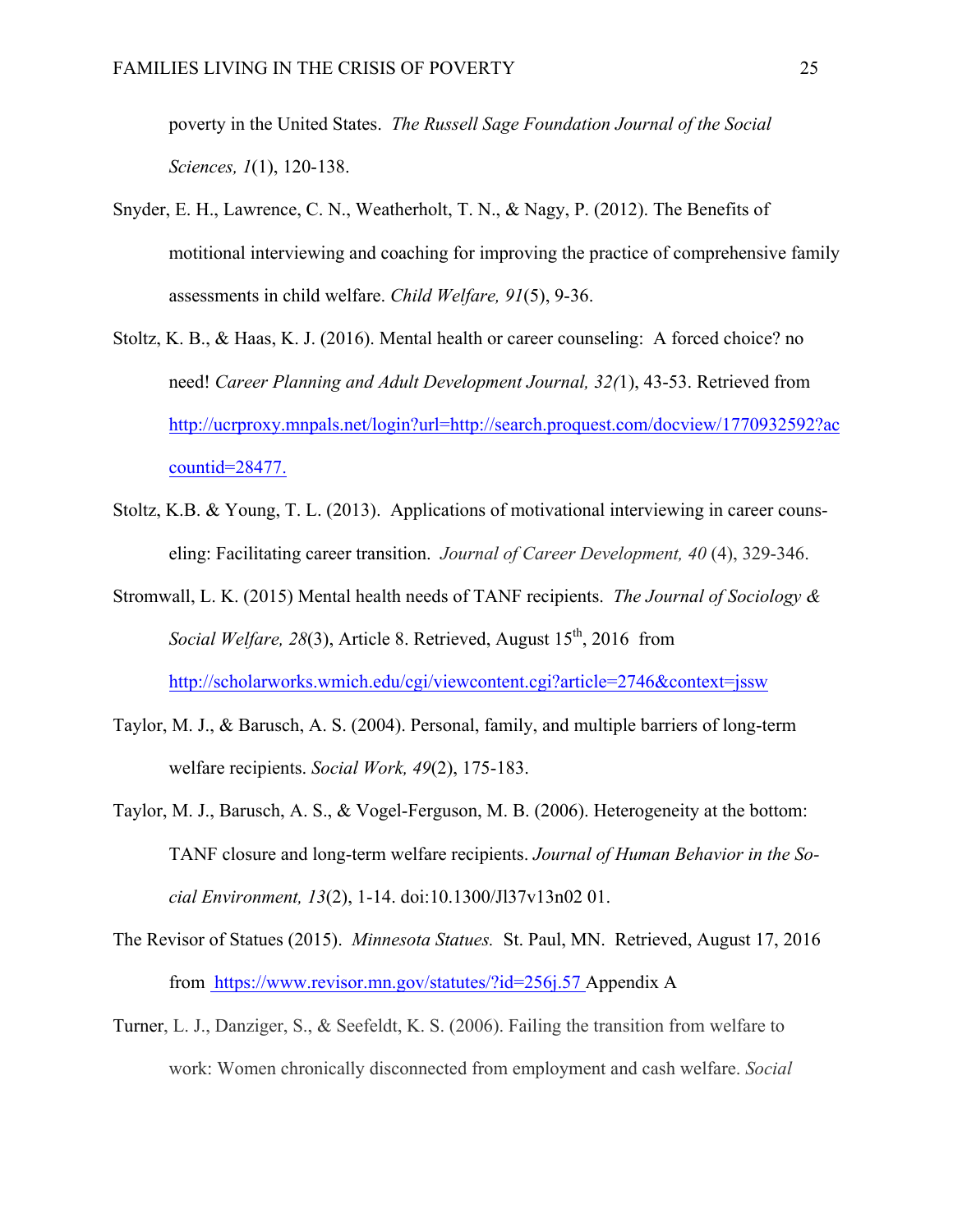poverty in the United States. *The Russell Sage Foundation Journal of the Social Sciences, 1*(1), 120-138.

Snyder, E. H., Lawrence, C. N., Weatherholt, T. N., & Nagy, P. (2012). The Benefits of motitional interviewing and coaching for improving the practice of comprehensive family assessments in child welfare. *Child Welfare, 91*(5), 9-36.

Stoltz, K. B., & Haas, K. J. (2016). Mental health or career counseling: A forced choice? no need! *Career Planning and Adult Development Journal, 32(*1), 43-53. Retrieved from http://ucrproxy.mnpals.net/login?url=http://search.proquest.com/docview/1770932592?accountid=28477.

Stoltz, K.B. & Young, T. L. (2013). Applications of motivational interviewing in career counseling: Facilitating career transition. *Journal of Career Development, 40* (4), 329-346.

Stromwall, L. K. (2015) Mental health needs of TANF recipients. *The Journal of Sociology & Social Welfare, 28*(3), Article 8. Retrieved, August 15th, 2016 from http://scholarworks.wmich.edu/cgi/viewcontent.cgi?article=2746&context=jssw

Taylor, M. J., & Barusch, A. S. (2004). Personal, family, and multiple barriers of long-term welfare recipients. *Social Work, 49*(2), 175-183.

Taylor, M. J., Barusch, A. S., & Vogel-Ferguson, M. B. (2006). Heterogeneity at the bottom: TANF closure and long-term welfare recipients. *Journal of Human Behavior in the Social Environment, 13*(2), 1-14. doi:10.1300/Jl37v13n02 01.

The Revisor of Statues (2015). *Minnesota Statues.* St. Paul, MN. Retrieved, August 17, 2016 from https://www.revisor.mn.gov/statutes/?id=256j.57 Appendix A

Turner, L. J., Danziger, S., & Seefeldt, K. S. (2006). Failing the transition from welfare to work: Women chronically disconnected from employment and cash welfare. *Social*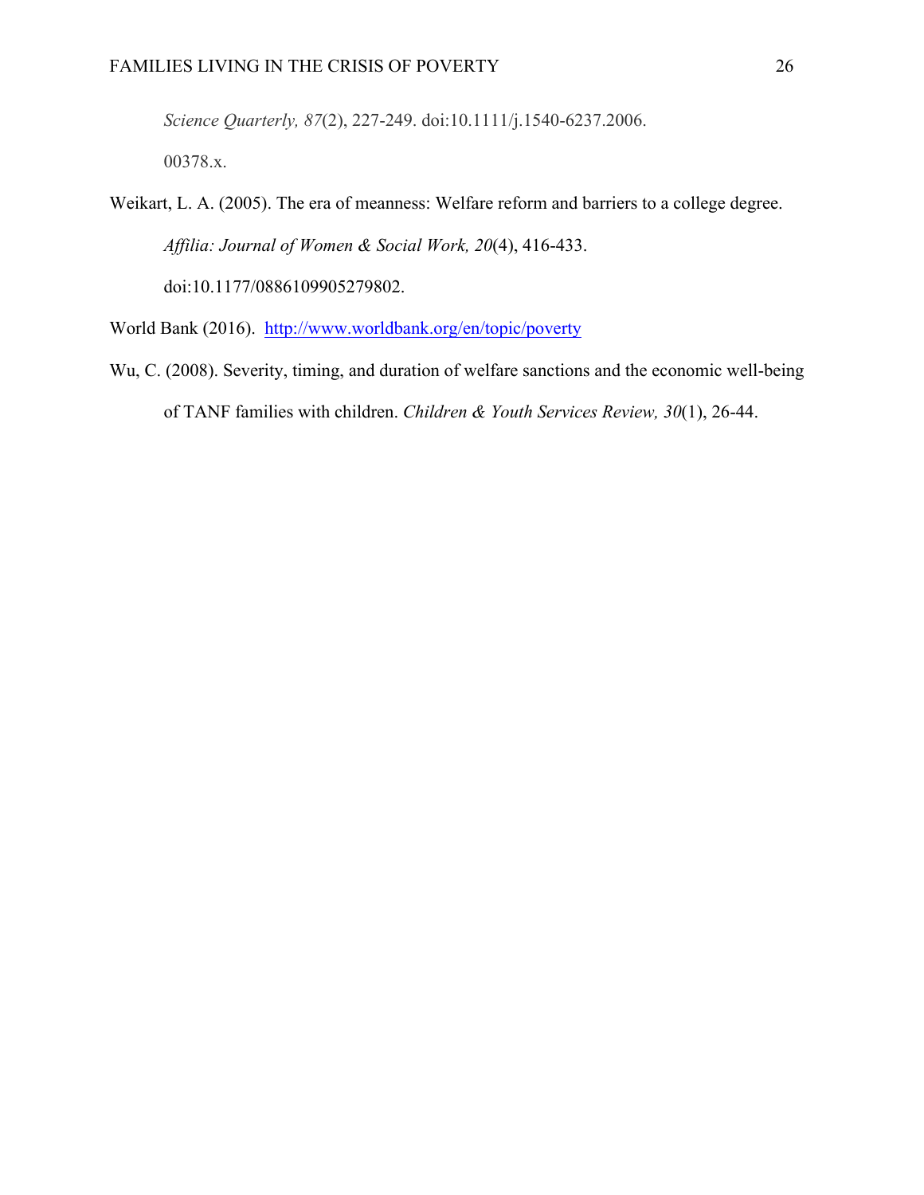*Science Quarterly, 87*(2), 227-249. doi:10.1111/j.1540-6237.2006.00378.x.

Weikart, L. A. (2005). The era of meanness: Welfare reform and barriers to a college degree. *Affilia: Journal of Women & Social Work, 20*(4), 416-433. doi:10.1177/0886109905279802.

World Bank (2016). http://www.worldbank.org/en/topic/poverty

Wu, C. (2008). Severity, timing, and duration of welfare sanctions and the economic well-being of TANF families with children. *Children & Youth Services Review, 30*(1), 26-44.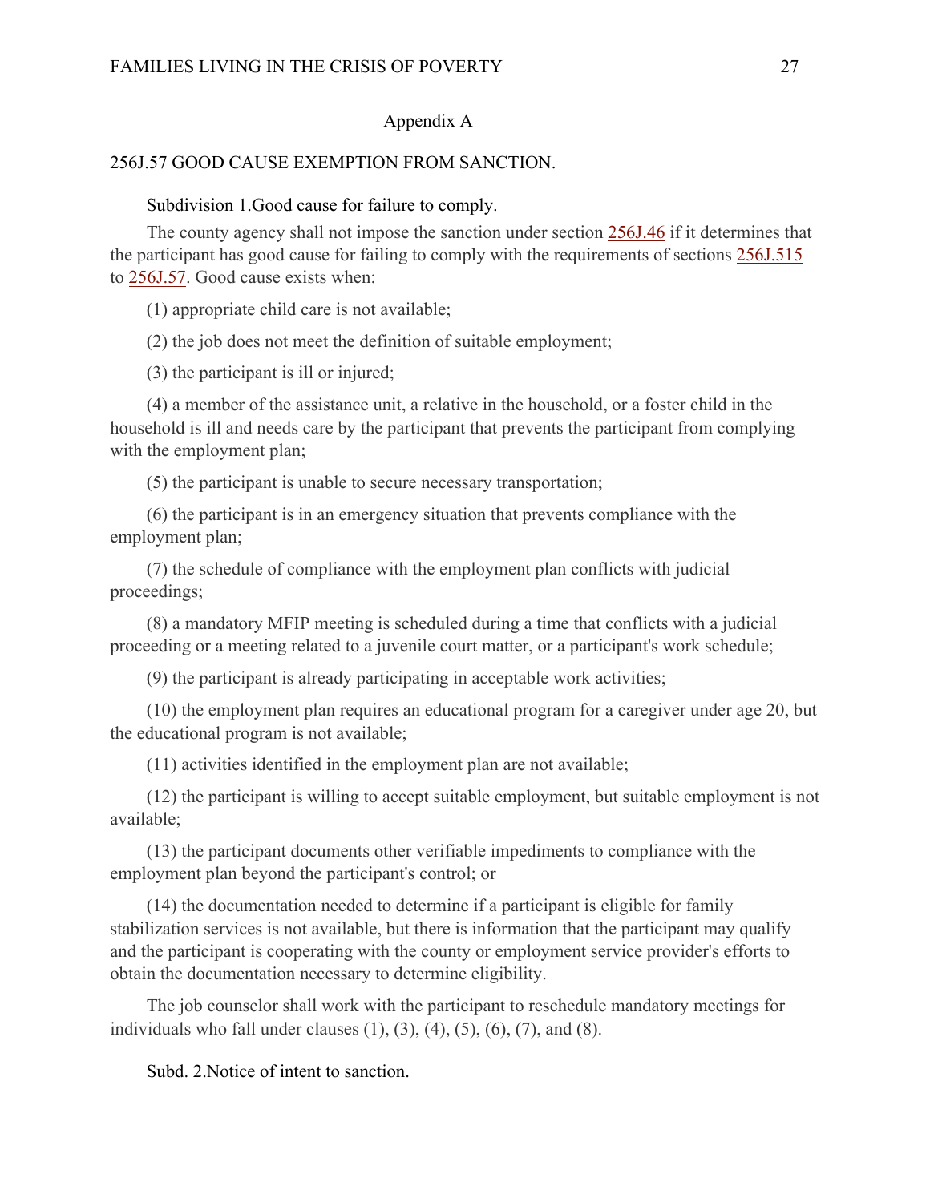# Appendix A

## 256J.57 GOOD CAUSE EXEMPTION FROM SANCTION.

Subdivision 1.Good cause for failure to comply.

The county agency shall not impose the sanction under section 256J.46 if it determines that the participant has good cause for failing to comply with the requirements of sections 256J.515 to 256J.57. Good cause exists when:

(1) appropriate child care is not available;

(2) the job does not meet the definition of suitable employment;

(3) the participant is ill or injured;

(4) a member of the assistance unit, a relative in the household, or a foster child in the household is ill and needs care by the participant that prevents the participant from complying with the employment plan;

(5) the participant is unable to secure necessary transportation;

(6) the participant is in an emergency situation that prevents compliance with the employment plan;

(7) the schedule of compliance with the employment plan conflicts with judicial proceedings;

(8) a mandatory MFIP meeting is scheduled during a time that conflicts with a judicial proceeding or a meeting related to a juvenile court matter, or a participant's work schedule;

(9) the participant is already participating in acceptable work activities;

(10) the employment plan requires an educational program for a caregiver under age 20, but the educational program is not available;

(11) activities identified in the employment plan are not available;

(12) the participant is willing to accept suitable employment, but suitable employment is not available;

(13) the participant documents other verifiable impediments to compliance with the employment plan beyond the participant's control; or

(14) the documentation needed to determine if a participant is eligible for family stabilization services is not available, but there is information that the participant may qualify and the participant is cooperating with the county or employment service provider's efforts to obtain the documentation necessary to determine eligibility.

The job counselor shall work with the participant to reschedule mandatory meetings for individuals who fall under clauses (1), (3), (4), (5), (6), (7), and (8).

Subd. 2.Notice of intent to sanction.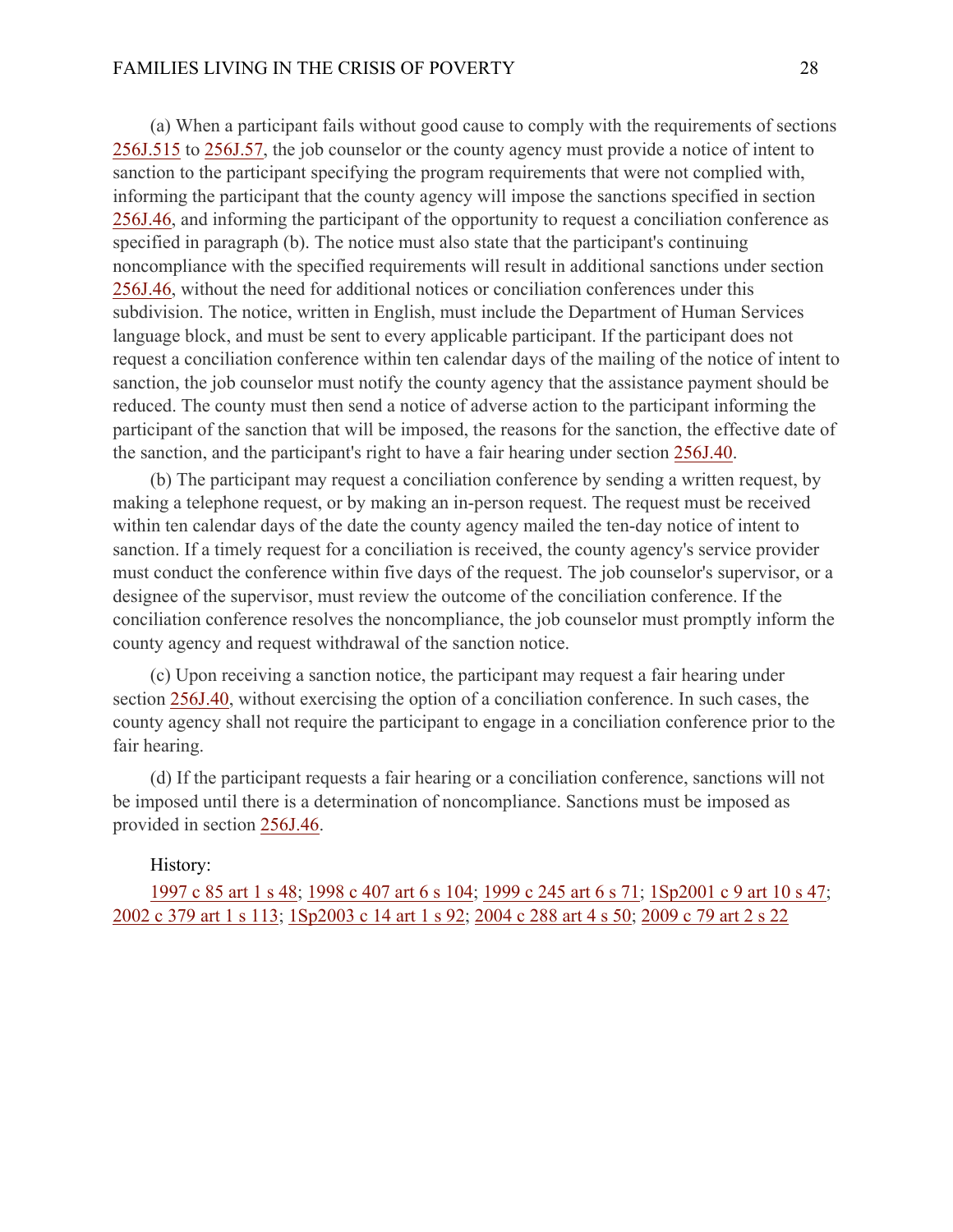(a) When a participant fails without good cause to comply with the requirements of sections 256J.515 to 256J.57, the job counselor or the county agency must provide a notice of intent to sanction to the participant specifying the program requirements that were not complied with, informing the participant that the county agency will impose the sanctions specified in section 256J.46, and informing the participant of the opportunity to request a conciliation conference as specified in paragraph (b). The notice must also state that the participant's continuing noncompliance with the specified requirements will result in additional sanctions under section 256J.46, without the need for additional notices or conciliation conferences under this subdivision. The notice, written in English, must include the Department of Human Services language block, and must be sent to every applicable participant. If the participant does not request a conciliation conference within ten calendar days of the mailing of the notice of intent to sanction, the job counselor must notify the county agency that the assistance payment should be reduced. The county must then send a notice of adverse action to the participant informing the participant of the sanction that will be imposed, the reasons for the sanction, the effective date of the sanction, and the participant's right to have a fair hearing under section 256J.40.

(b) The participant may request a conciliation conference by sending a written request, by making a telephone request, or by making an in-person request. The request must be received within ten calendar days of the date the county agency mailed the ten-day notice of intent to sanction. If a timely request for a conciliation is received, the county agency's service provider must conduct the conference within five days of the request. The job counselor's supervisor, or a designee of the supervisor, must review the outcome of the conciliation conference. If the conciliation conference resolves the noncompliance, the job counselor must promptly inform the county agency and request withdrawal of the sanction notice.

(c) Upon receiving a sanction notice, the participant may request a fair hearing under section 256J.40, without exercising the option of a conciliation conference. In such cases, the county agency shall not require the participant to engage in a conciliation conference prior to the fair hearing.

(d) If the participant requests a fair hearing or a conciliation conference, sanctions will not be imposed until there is a determination of noncompliance. Sanctions must be imposed as provided in section 256J.46.

History:

1997 c 85 art 1 s 48; 1998 c 407 art 6 s 104; 1999 c 245 art 6 s 71; 1Sp2001 c 9 art 10 s 47; 2002 c 379 art 1 s 113; 1Sp2003 c 14 art 1 s 92; 2004 c 288 art 4 s 50; 2009 c 79 art 2 s 22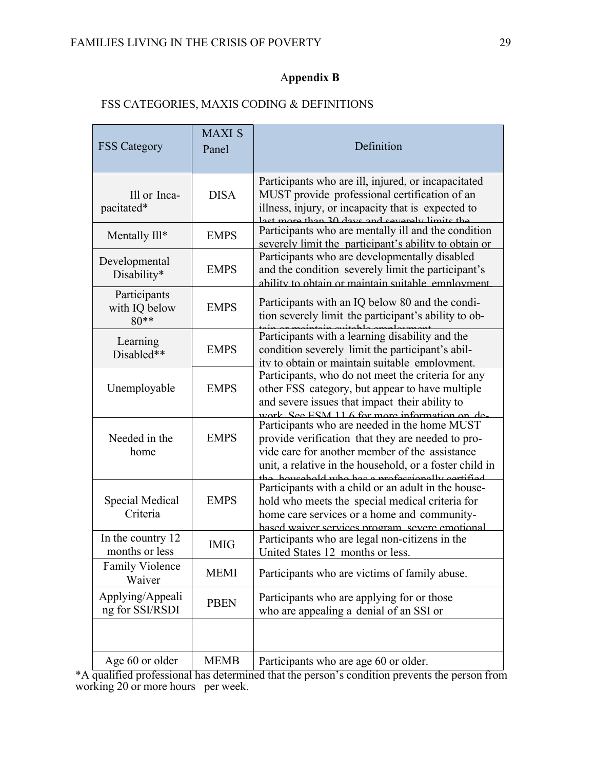## Appendix B

FSS CATEGORIES, MAXIS CODING & DEFINITIONS

| FSS Category | MAXI S Panel | Definition |
|---|---|---|
| Ill or Incapacitated* | DISA | Participants who are ill, injured, or incapacitated MUST provide professional certification of an illness, injury, or incapacity that is expected to last more than 30 days and severely limits the |
| Mentally Ill* | EMPS | Participants who are mentally ill and the condition severely limit the participant's ability to obtain or |
| Developmental Disability* | EMPS | Participants who are developmentally disabled and the condition severely limit the participant's ability to obtain or maintain suitable employment. |
| Participants with IQ below 80** | EMPS | Participants with an IQ below 80 and the condition severely limit the participant's ability to obtain or maintain suitable employment |
| Learning Disabled** | EMPS | Participants with a learning disability and the condition severely limit the participant's ability to obtain or maintain suitable employment. |
| Unemployable | EMPS | Participants, who do not meet the criteria for any other FSS category, but appear to have multiple and severe issues that impact their ability to work. See ESM 11.6 for more information on de- |
| Needed in the home | EMPS | Participants who are needed in the home MUST provide verification that they are needed to provide care for another member of the assistance unit, a relative in the household, or a foster child in the household who has a professionally certified |
| Special Medical Criteria | EMPS | Participants with a child or an adult in the household who meets the special medical criteria for home care services or a home and community-based waiver services program, severe emotional |
| In the country 12 months or less | IMIG | Participants who are legal non-citizens in the United States 12 months or less. |
| Family Violence Waiver | MEMI | Participants who are victims of family abuse. |
| Applying/Appealing for SSI/RSDI | PBEN | Participants who are applying for or those who are appealing a denial of an SSI or |
| | | |
| Age 60 or older | MEMB | Participants who are age 60 or older. |

*A qualified professional has determined that the person's condition prevents the person from working 20 or more hours per week.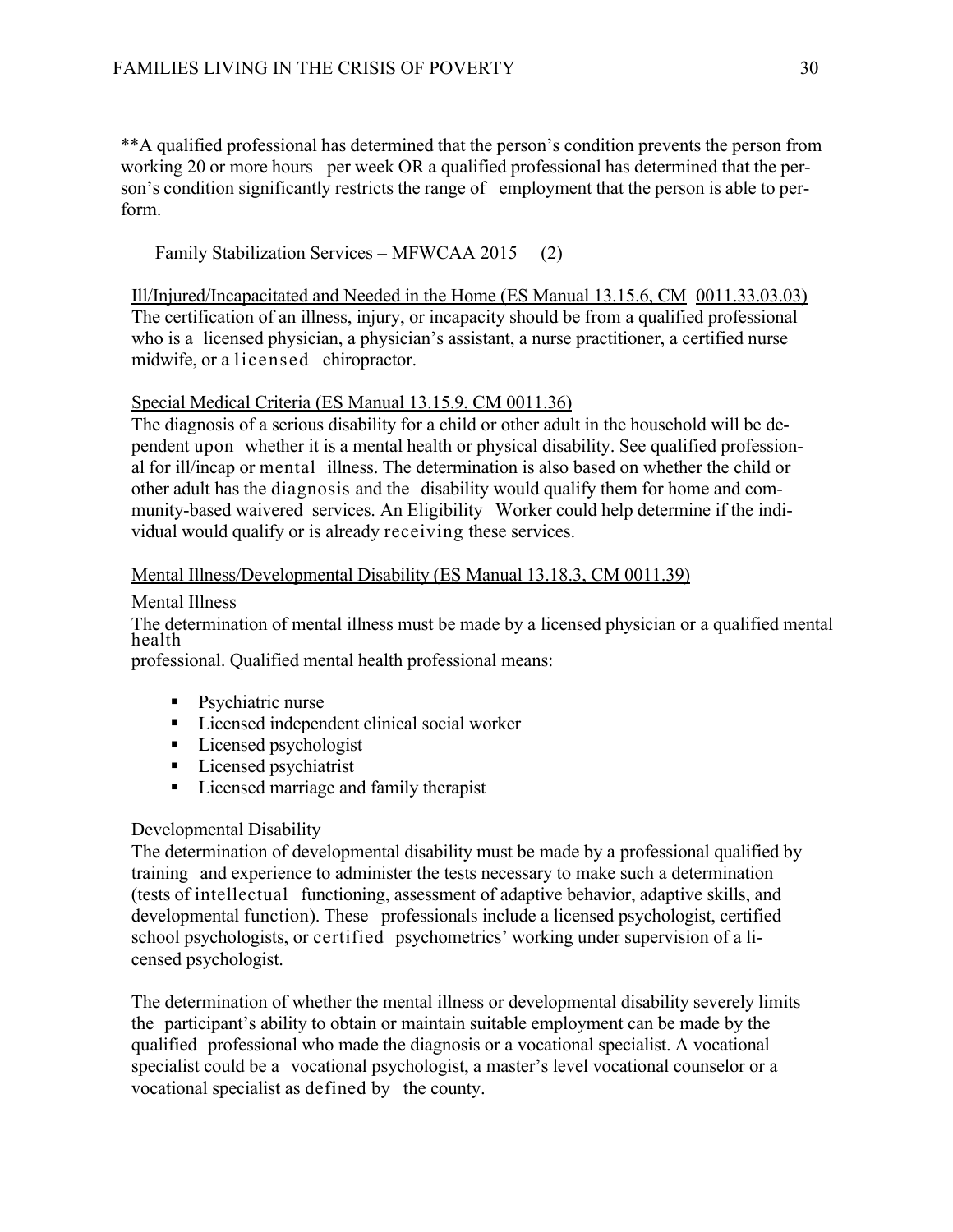**A qualified professional has determined that the person's condition prevents the person from working 20 or more hours per week OR a qualified professional has determined that the person's condition significantly restricts the range of employment that the person is able to perform.

Family Stabilization Services – MFWCAA 2015 (2)

Ill/Injured/Incapacitated and Needed in the Home (ES Manual 13.15.6, CM 0011.33.03.03)
The certification of an illness, injury, or incapacity should be from a qualified professional who is a licensed physician, a physician's assistant, a nurse practitioner, a certified nurse midwife, or a licensed chiropractor.

Special Medical Criteria (ES Manual 13.15.9, CM 0011.36)
The diagnosis of a serious disability for a child or other adult in the household will be dependent upon whether it is a mental health or physical disability. See qualified professional for ill/incap or mental illness. The determination is also based on whether the child or other adult has the diagnosis and the disability would qualify them for home and community-based waivered services. An Eligibility Worker could help determine if the individual would qualify or is already receiving these services.

Mental Illness/Developmental Disability (ES Manual 13.18.3, CM 0011.39)

Mental Illness
The determination of mental illness must be made by a licensed physician or a qualified mental health professional. Qualified mental health professional means:

- Psychiatric nurse
- Licensed independent clinical social worker
- Licensed psychologist
- Licensed psychiatrist
- Licensed marriage and family therapist

Developmental Disability
The determination of developmental disability must be made by a professional qualified by training and experience to administer the tests necessary to make such a determination (tests of intellectual functioning, assessment of adaptive behavior, adaptive skills, and developmental function). These professionals include a licensed psychologist, certified school psychologists, or certified psychometrics' working under supervision of a licensed psychologist.

The determination of whether the mental illness or developmental disability severely limits the participant's ability to obtain or maintain suitable employment can be made by the qualified professional who made the diagnosis or a vocational specialist. A vocational specialist could be a vocational psychologist, a master's level vocational counselor or a vocational specialist as defined by the county.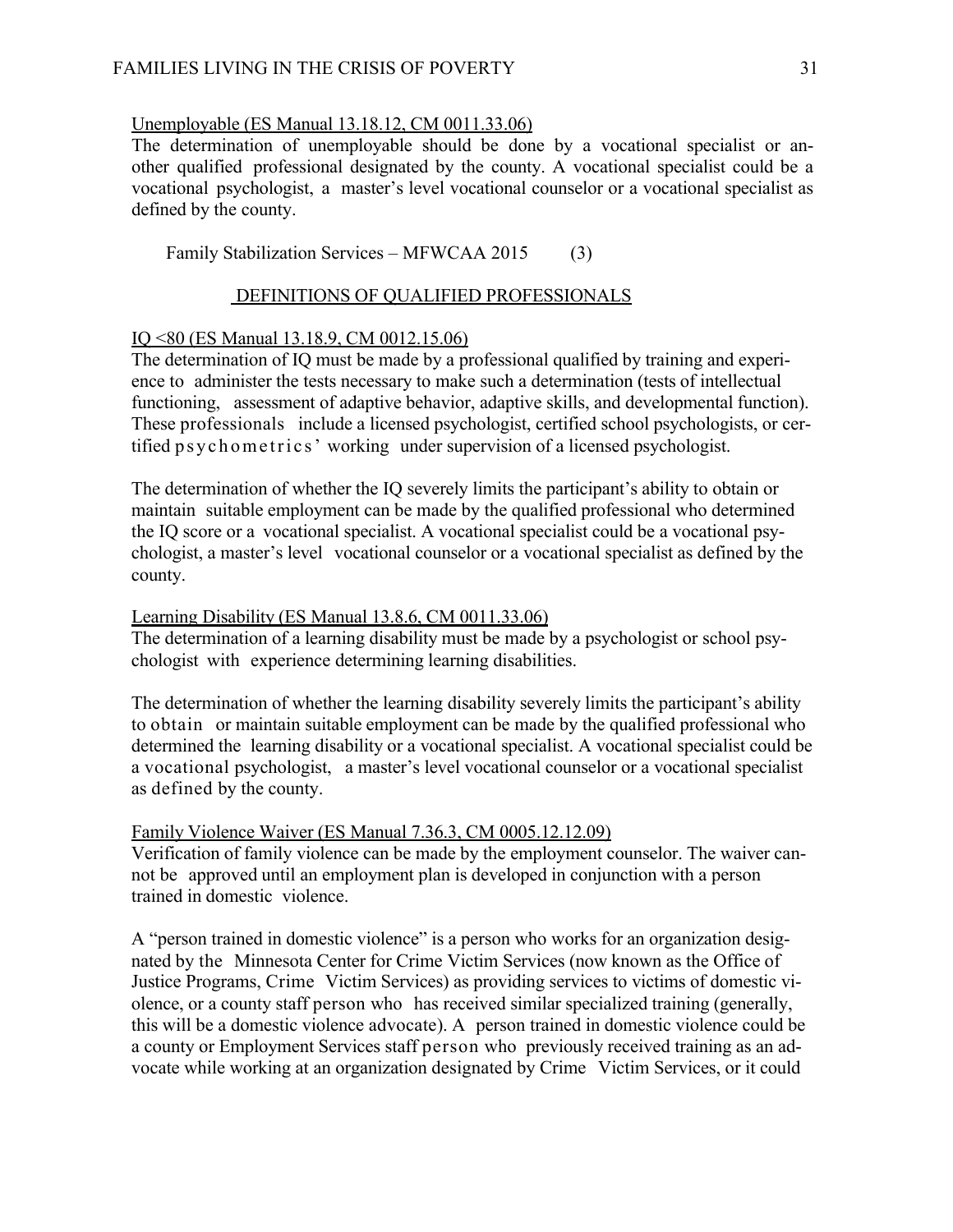Unemployable (ES Manual 13.18.12, CM 0011.33.06)
The determination of unemployable should be done by a vocational specialist or another qualified professional designated by the county. A vocational specialist could be a vocational psychologist, a master's level vocational counselor or a vocational specialist as defined by the county.

Family Stabilization Services – MFWCAA 2015 (3)

DEFINITIONS OF QUALIFIED PROFESSIONALS

IQ <80 (ES Manual 13.18.9, CM 0012.15.06)
The determination of IQ must be made by a professional qualified by training and experience to administer the tests necessary to make such a determination (tests of intellectual functioning, assessment of adaptive behavior, adaptive skills, and developmental function). These professionals include a licensed psychologist, certified school psychologists, or certified psychometrics' working under supervision of a licensed psychologist.

The determination of whether the IQ severely limits the participant's ability to obtain or maintain suitable employment can be made by the qualified professional who determined the IQ score or a vocational specialist. A vocational specialist could be a vocational psychologist, a master's level vocational counselor or a vocational specialist as defined by the county.

Learning Disability (ES Manual 13.8.6, CM 0011.33.06)
The determination of a learning disability must be made by a psychologist or school psychologist with experience determining learning disabilities.

The determination of whether the learning disability severely limits the participant's ability to obtain or maintain suitable employment can be made by the qualified professional who determined the learning disability or a vocational specialist. A vocational specialist could be a vocational psychologist, a master's level vocational counselor or a vocational specialist as defined by the county.

Family Violence Waiver (ES Manual 7.36.3, CM 0005.12.12.09)
Verification of family violence can be made by the employment counselor. The waiver cannot be approved until an employment plan is developed in conjunction with a person trained in domestic violence.

A "person trained in domestic violence" is a person who works for an organization designated by the Minnesota Center for Crime Victim Services (now known as the Office of Justice Programs, Crime Victim Services) as providing services to victims of domestic violence, or a county staff person who has received similar specialized training (generally, this will be a domestic violence advocate). A person trained in domestic violence could be a county or Employment Services staff person who previously received training as an advocate while working at an organization designated by Crime Victim Services, or it could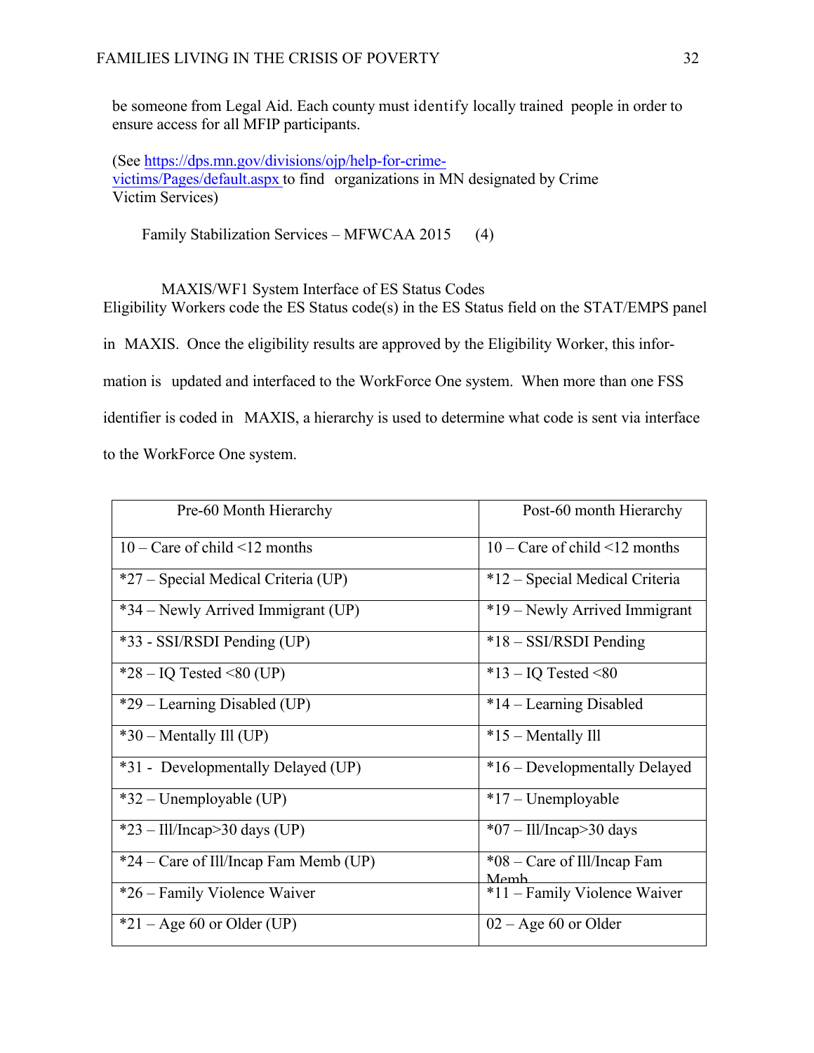be someone from Legal Aid. Each county must identify locally trained people in order to ensure access for all MFIP participants.

(See [https://dps.mn.gov/divisions/ojp/help-for-crime-victims/Pages/default.aspx](https://dps.mn.gov/divisions/ojp/help-for-crime-victims/Pages/default.aspx) to find organizations in MN designated by Crime Victim Services)

Family Stabilization Services – MFWCAA 2015 (4)

MAXIS/WF1 System Interface of ES Status Codes

Eligibility Workers code the ES Status code(s) in the ES Status field on the STAT/EMPS panel in MAXIS. Once the eligibility results are approved by the Eligibility Worker, this information is updated and interfaced to the WorkForce One system. When more than one FSS identifier is coded in MAXIS, a hierarchy is used to determine what code is sent via interface to the WorkForce One system.

| Pre-60 Month Hierarchy | Post-60 month Hierarchy |
|---|---|
| 10 – Care of child <12 months | 10 – Care of child <12 months |
| *27 – Special Medical Criteria (UP) | *12 – Special Medical Criteria |
| *34 – Newly Arrived Immigrant (UP) | *19 – Newly Arrived Immigrant |
| *33 - SSI/RSDI Pending (UP) | *18 – SSI/RSDI Pending |
| *28 – IQ Tested <80 (UP) | *13 – IQ Tested <80 |
| *29 – Learning Disabled (UP) | *14 – Learning Disabled |
| *30 – Mentally Ill (UP) | *15 – Mentally Ill |
| *31 - Developmentally Delayed (UP) | *16 – Developmentally Delayed |
| *32 – Unemployable (UP) | *17 – Unemployable |
| *23 – Ill/Incap>30 days (UP) | *07 – Ill/Incap>30 days |
| *24 – Care of Ill/Incap Fam Memb (UP) | *08 – Care of Ill/Incap Fam Memb |
| *26 – Family Violence Waiver | *11 – Family Violence Waiver |
| *21 – Age 60 or Older (UP) | 02 – Age 60 or Older |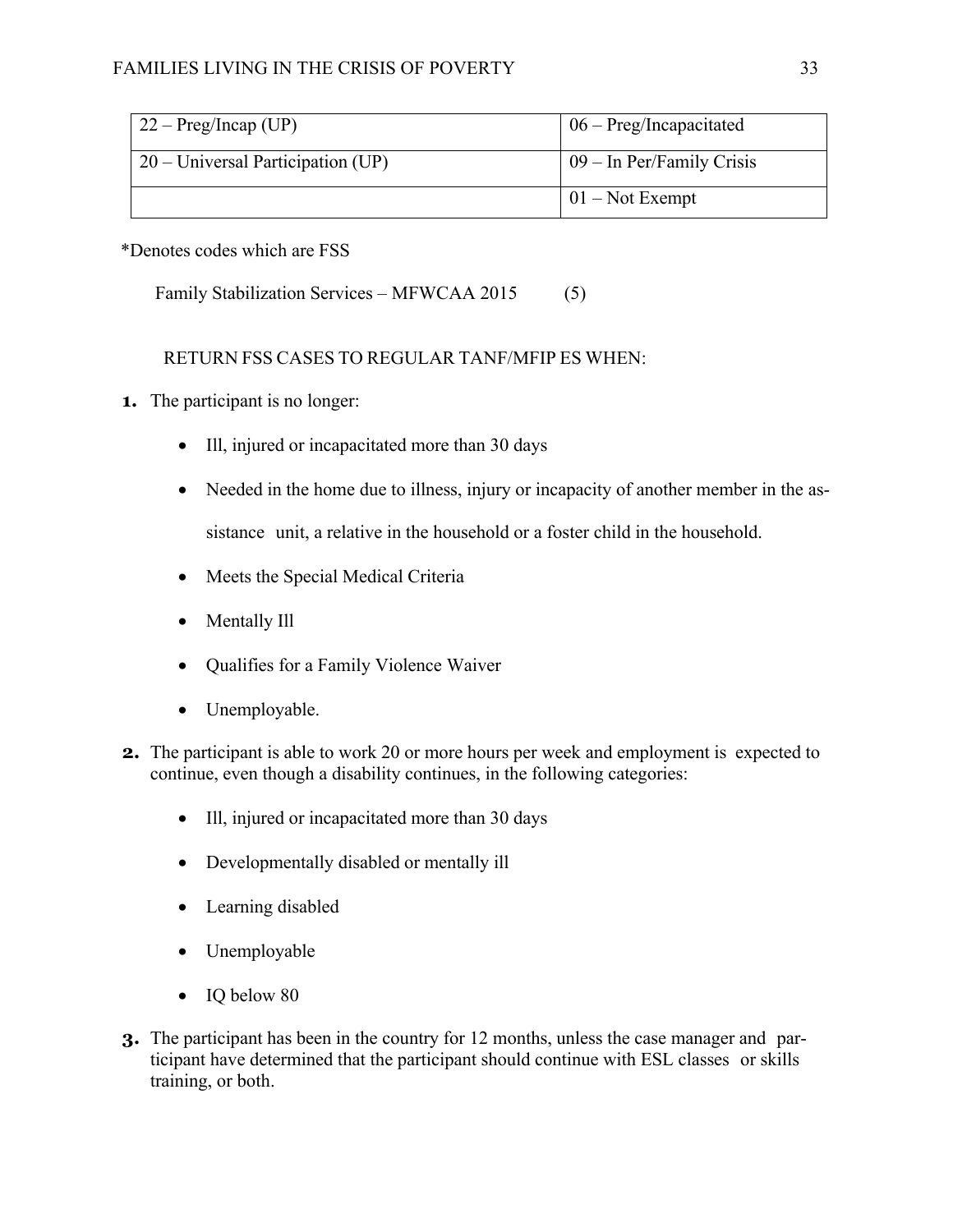| 22 – Preg/Incap (UP) | 06 – Preg/Incapacitated |
| --- | --- |
| 20 – Universal Participation (UP) | 09 – In Per/Family Crisis |
| | 01 – Not Exempt |

*Denotes codes which are FSS

Family Stabilization Services – MFWCAA 2015 (5)

RETURN FSS CASES TO REGULAR TANF/MFIP ES WHEN:

1. The participant is no longer:
   - Ill, injured or incapacitated more than 30 days
   - Needed in the home due to illness, injury or incapacity of another member in the assistance unit, a relative in the household or a foster child in the household.
   - Meets the Special Medical Criteria
   - Mentally Ill
   - Qualifies for a Family Violence Waiver
   - Unemployable.
2. The participant is able to work 20 or more hours per week and employment is expected to continue, even though a disability continues, in the following categories:
   - Ill, injured or incapacitated more than 30 days
   - Developmentally disabled or mentally ill
   - Learning disabled
   - Unemployable
   - IQ below 80
3. The participant has been in the country for 12 months, unless the case manager and participant have determined that the participant should continue with ESL classes or skills training, or both.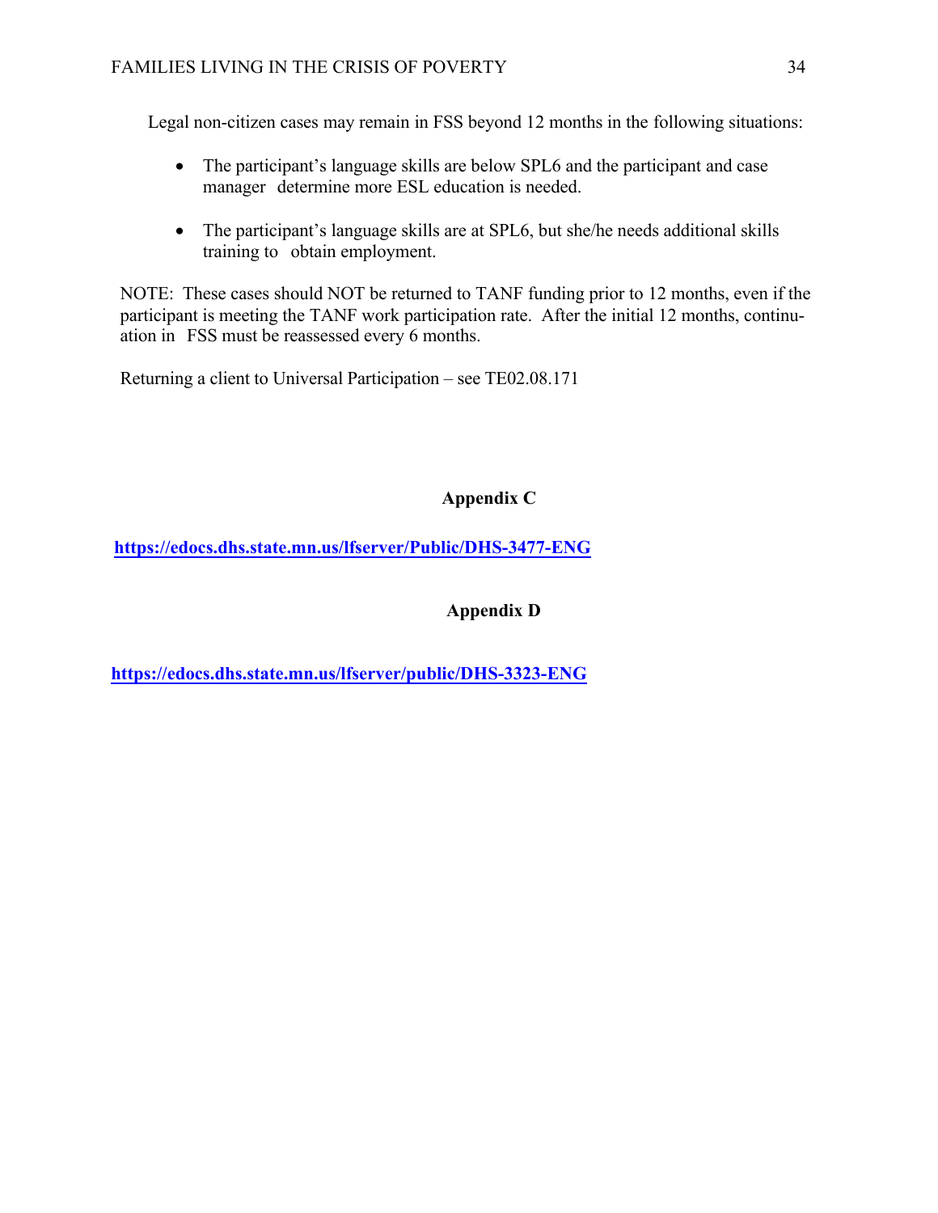Legal non-citizen cases may remain in FSS beyond 12 months in the following situations:

- The participant's language skills are below SPL6 and the participant and case manager determine more ESL education is needed.
- The participant's language skills are at SPL6, but she/he needs additional skills training to obtain employment.

NOTE: These cases should NOT be returned to TANF funding prior to 12 months, even if the participant is meeting the TANF work participation rate. After the initial 12 months, continuation in FSS must be reassessed every 6 months.

Returning a client to Universal Participation – see TE02.08.171

## Appendix C

**https://edocs.dhs.state.mn.us/lfserver/Public/DHS-3477-ENG**

## Appendix D

**https://edocs.dhs.state.mn.us/lfserver/public/DHS-3323-ENG**